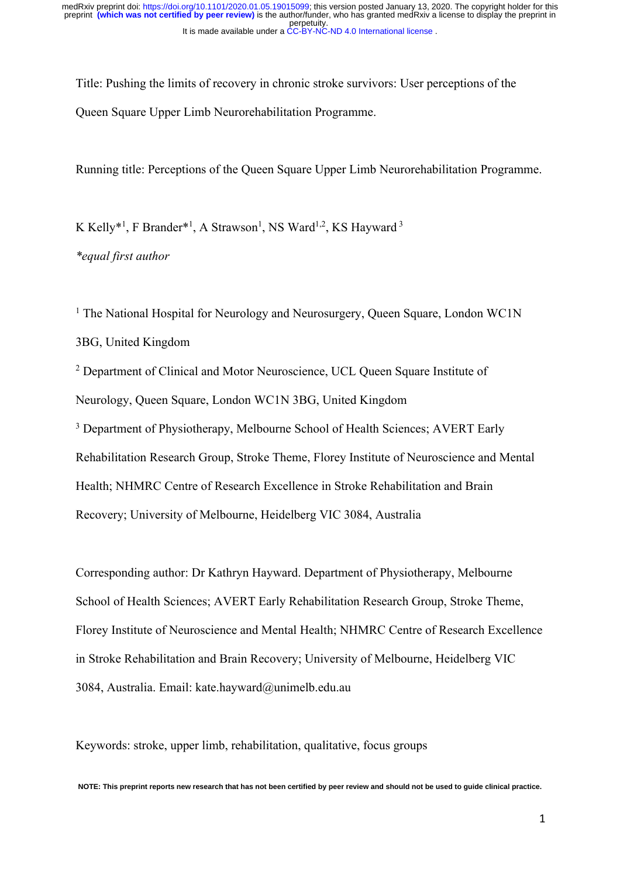Title: Pushing the limits of recovery in chronic stroke survivors: User perceptions of the Queen Square Upper Limb Neurorehabilitation Programme.

Running title: Perceptions of the Queen Square Upper Limb Neurorehabilitation Programme.

K Kelly*[1], F Brander*[1], A Strawson[1], NS Ward[1,2], KS Hayward[3]

*\*equal first author*

[1] The National Hospital for Neurology and Neurosurgery, Queen Square, London WC1N 3BG, United Kingdom

[2] Department of Clinical and Motor Neuroscience, UCL Queen Square Institute of Neurology, Queen Square, London WC1N 3BG, United Kingdom

[3] Department of Physiotherapy, Melbourne School of Health Sciences; AVERT Early Rehabilitation Research Group, Stroke Theme, Florey Institute of Neuroscience and Mental Health; NHMRC Centre of Research Excellence in Stroke Rehabilitation and Brain Recovery; University of Melbourne, Heidelberg VIC 3084, Australia

Corresponding author: Dr Kathryn Hayward. Department of Physiotherapy, Melbourne School of Health Sciences; AVERT Early Rehabilitation Research Group, Stroke Theme, Florey Institute of Neuroscience and Mental Health; NHMRC Centre of Research Excellence in Stroke Rehabilitation and Brain Recovery; University of Melbourne, Heidelberg VIC 3084, Australia. Email: kate.hayward@unimelb.edu.au

Keywords: stroke, upper limb, rehabilitation, qualitative, focus groups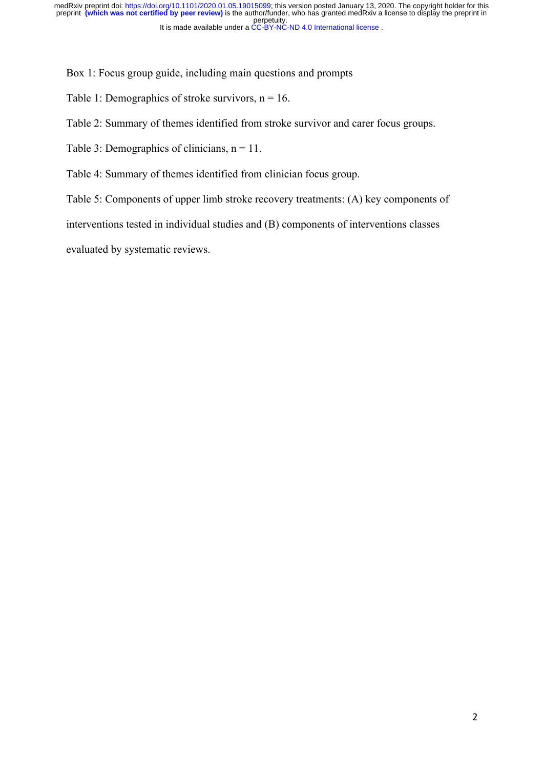Box 1: Focus group guide, including main questions and prompts

Table 1: Demographics of stroke survivors, n = 16.

Table 2: Summary of themes identified from stroke survivor and carer focus groups.

Table 3: Demographics of clinicians, n = 11.

Table 4: Summary of themes identified from clinician focus group.

Table 5: Components of upper limb stroke recovery treatments: (A) key components of interventions tested in individual studies and (B) components of interventions classes evaluated by systematic reviews.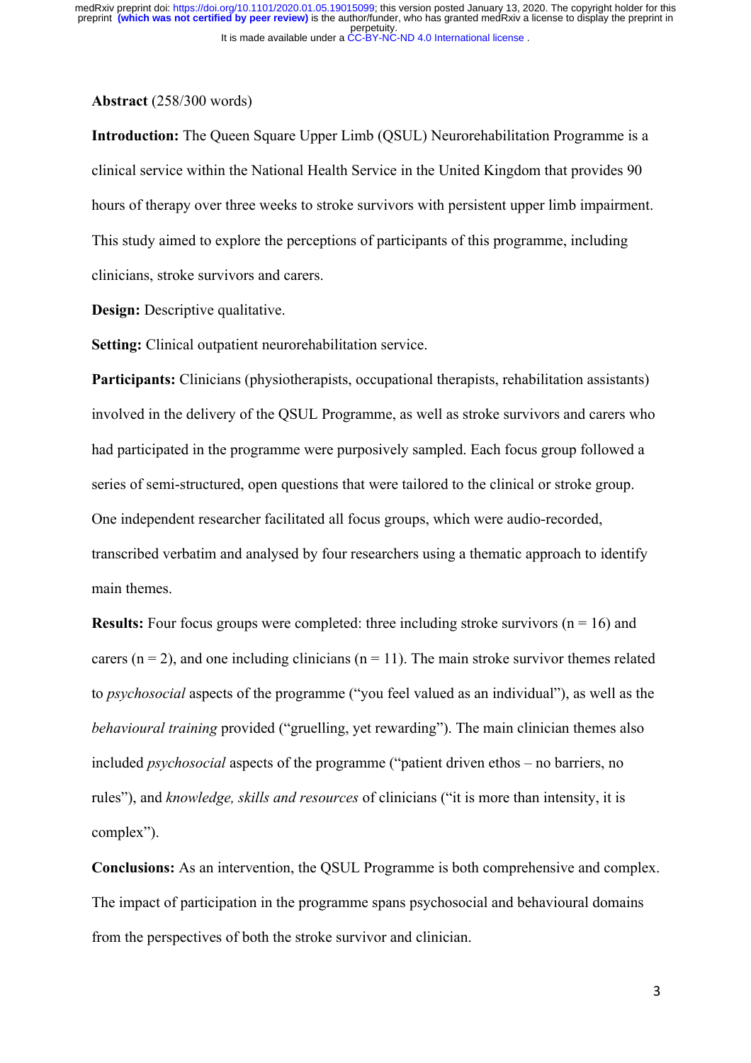**Abstract** (258/300 words)

**Introduction:** The Queen Square Upper Limb (QSUL) Neurorehabilitation Programme is a clinical service within the National Health Service in the United Kingdom that provides 90 hours of therapy over three weeks to stroke survivors with persistent upper limb impairment. This study aimed to explore the perceptions of participants of this programme, including clinicians, stroke survivors and carers.

**Design:** Descriptive qualitative.

**Setting:** Clinical outpatient neurorehabilitation service.

**Participants:** Clinicians (physiotherapists, occupational therapists, rehabilitation assistants) involved in the delivery of the QSUL Programme, as well as stroke survivors and carers who had participated in the programme were purposively sampled. Each focus group followed a series of semi-structured, open questions that were tailored to the clinical or stroke group. One independent researcher facilitated all focus groups, which were audio-recorded, transcribed verbatim and analysed by four researchers using a thematic approach to identify main themes.

**Results:** Four focus groups were completed: three including stroke survivors (n = 16) and carers (n = 2), and one including clinicians (n = 11). The main stroke survivor themes related to *psychosocial* aspects of the programme ("you feel valued as an individual"), as well as the *behavioural training* provided ("gruelling, yet rewarding"). The main clinician themes also included *psychosocial* aspects of the programme ("patient driven ethos – no barriers, no rules"), and *knowledge, skills and resources* of clinicians ("it is more than intensity, it is complex").

**Conclusions:** As an intervention, the QSUL Programme is both comprehensive and complex. The impact of participation in the programme spans psychosocial and behavioural domains from the perspectives of both the stroke survivor and clinician.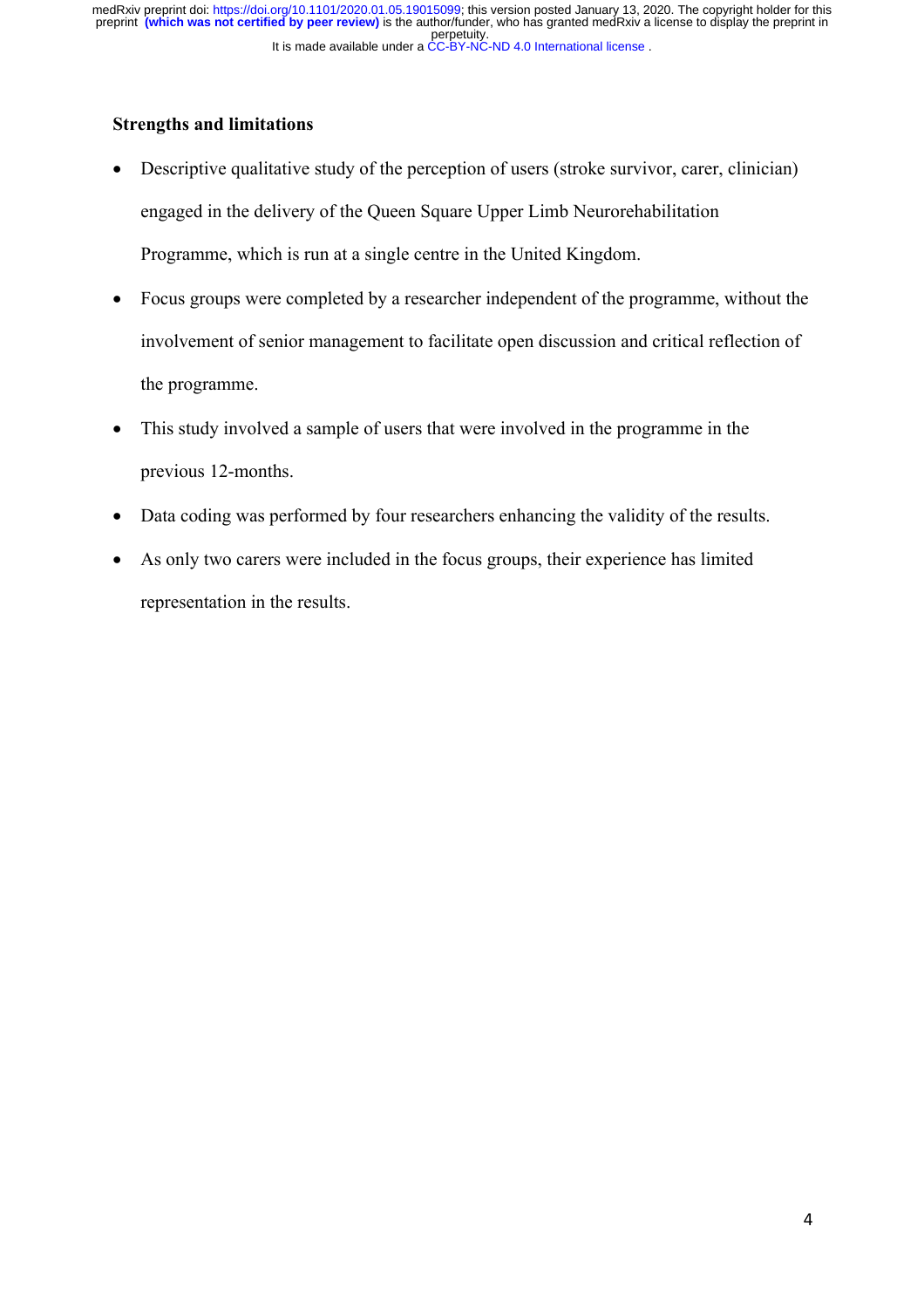**Strengths and limitations**

- Descriptive qualitative study of the perception of users (stroke survivor, carer, clinician) engaged in the delivery of the Queen Square Upper Limb Neurorehabilitation Programme, which is run at a single centre in the United Kingdom.
- Focus groups were completed by a researcher independent of the programme, without the involvement of senior management to facilitate open discussion and critical reflection of the programme.
- This study involved a sample of users that were involved in the programme in the previous 12-months.
- Data coding was performed by four researchers enhancing the validity of the results.
- As only two carers were included in the focus groups, their experience has limited representation in the results.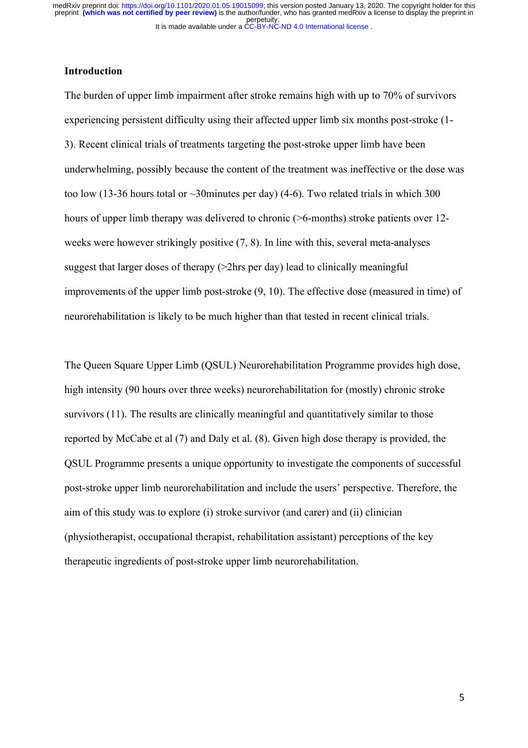## Introduction

The burden of upper limb impairment after stroke remains high with up to 70% of survivors experiencing persistent difficulty using their affected upper limb six months post-stroke (1-3). Recent clinical trials of treatments targeting the post-stroke upper limb have been underwhelming, possibly because the content of the treatment was ineffective or the dose was too low (13-36 hours total or ~30minutes per day) (4-6). Two related trials in which 300 hours of upper limb therapy was delivered to chronic (>6-months) stroke patients over 12-weeks were however strikingly positive (7, 8). In line with this, several meta-analyses suggest that larger doses of therapy (>2hrs per day) lead to clinically meaningful improvements of the upper limb post-stroke (9, 10). The effective dose (measured in time) of neurorehabilitation is likely to be much higher than that tested in recent clinical trials.

The Queen Square Upper Limb (QSUL) Neurorehabilitation Programme provides high dose, high intensity (90 hours over three weeks) neurorehabilitation for (mostly) chronic stroke survivors (11). The results are clinically meaningful and quantitatively similar to those reported by McCabe et al (7) and Daly et al. (8). Given high dose therapy is provided, the QSUL Programme presents a unique opportunity to investigate the components of successful post-stroke upper limb neurorehabilitation and include the users' perspective. Therefore, the aim of this study was to explore (i) stroke survivor (and carer) and (ii) clinician (physiotherapist, occupational therapist, rehabilitation assistant) perceptions of the key therapeutic ingredients of post-stroke upper limb neurorehabilitation.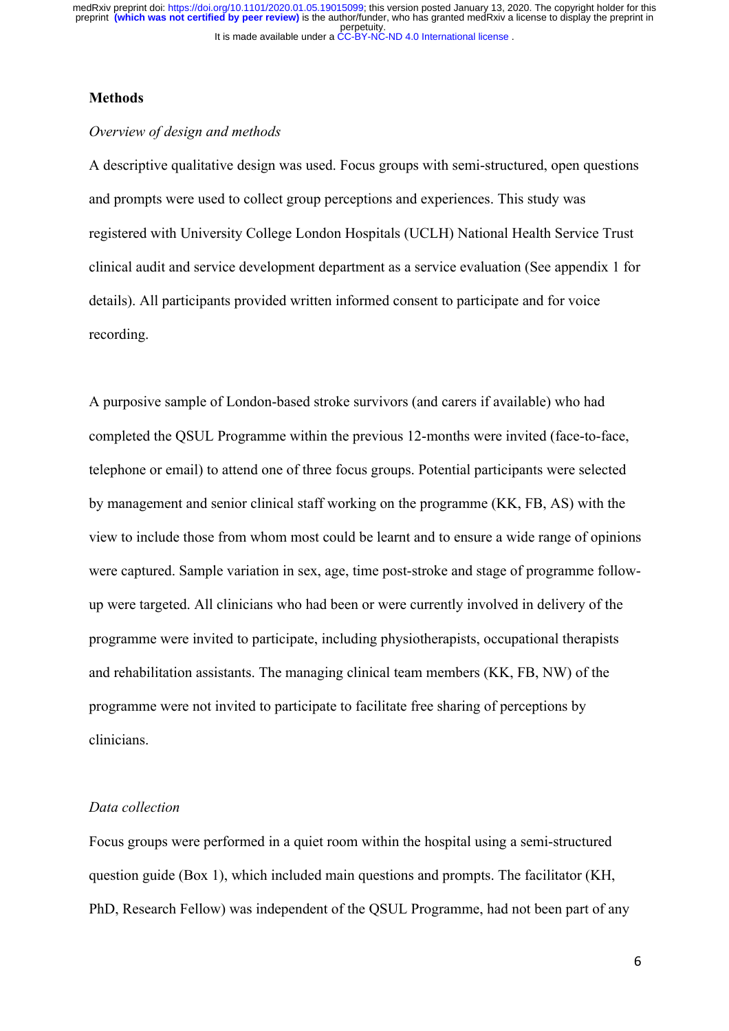## Methods

*Overview of design and methods*

A descriptive qualitative design was used. Focus groups with semi-structured, open questions and prompts were used to collect group perceptions and experiences. This study was registered with University College London Hospitals (UCLH) National Health Service Trust clinical audit and service development department as a service evaluation (See appendix 1 for details). All participants provided written informed consent to participate and for voice recording.

A purposive sample of London-based stroke survivors (and carers if available) who had completed the QSUL Programme within the previous 12-months were invited (face-to-face, telephone or email) to attend one of three focus groups. Potential participants were selected by management and senior clinical staff working on the programme (KK, FB, AS) with the view to include those from whom most could be learnt and to ensure a wide range of opinions were captured. Sample variation in sex, age, time post-stroke and stage of programme follow-up were targeted. All clinicians who had been or were currently involved in delivery of the programme were invited to participate, including physiotherapists, occupational therapists and rehabilitation assistants. The managing clinical team members (KK, FB, NW) of the programme were not invited to participate to facilitate free sharing of perceptions by clinicians.

*Data collection*

Focus groups were performed in a quiet room within the hospital using a semi-structured question guide (Box 1), which included main questions and prompts. The facilitator (KH, PhD, Research Fellow) was independent of the QSUL Programme, had not been part of any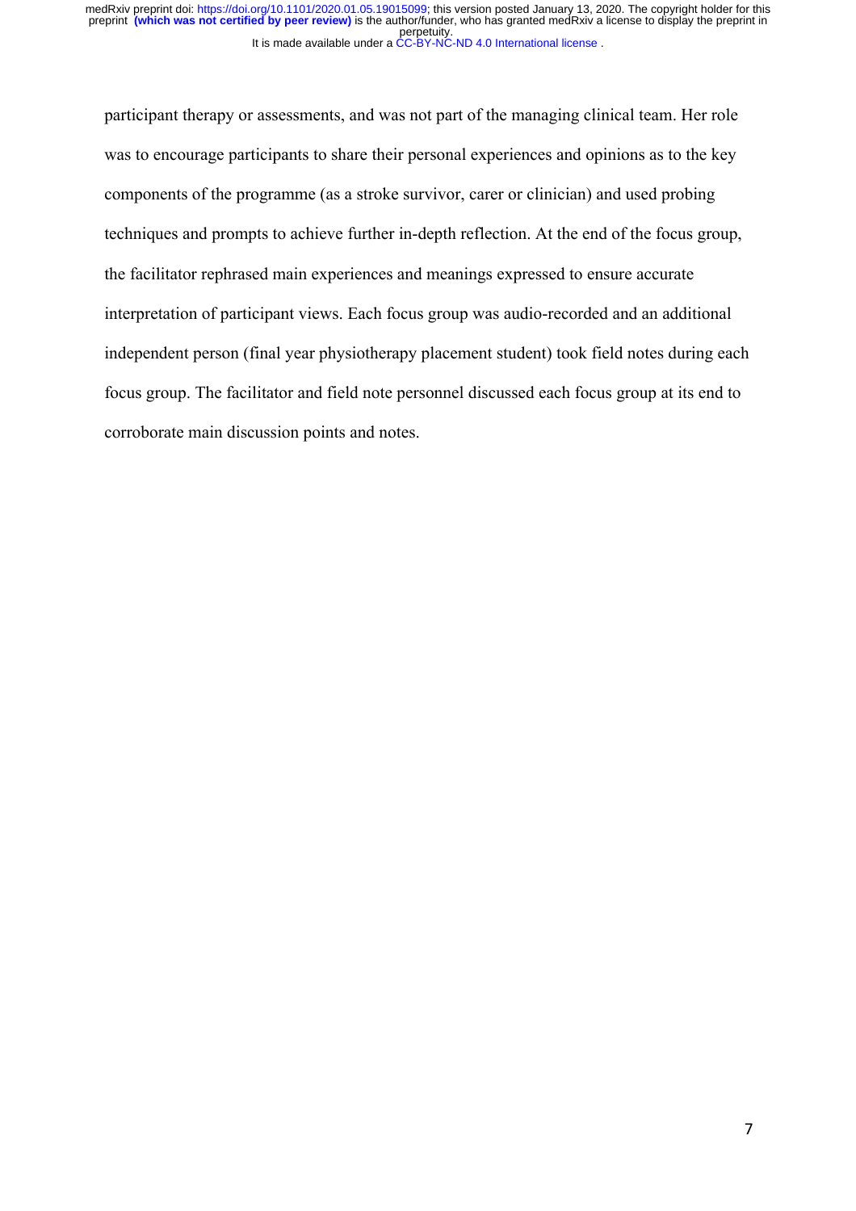participant therapy or assessments, and was not part of the managing clinical team. Her role was to encourage participants to share their personal experiences and opinions as to the key components of the programme (as a stroke survivor, carer or clinician) and used probing techniques and prompts to achieve further in-depth reflection. At the end of the focus group, the facilitator rephrased main experiences and meanings expressed to ensure accurate interpretation of participant views. Each focus group was audio-recorded and an additional independent person (final year physiotherapy placement student) took field notes during each focus group. The facilitator and field note personnel discussed each focus group at its end to corroborate main discussion points and notes.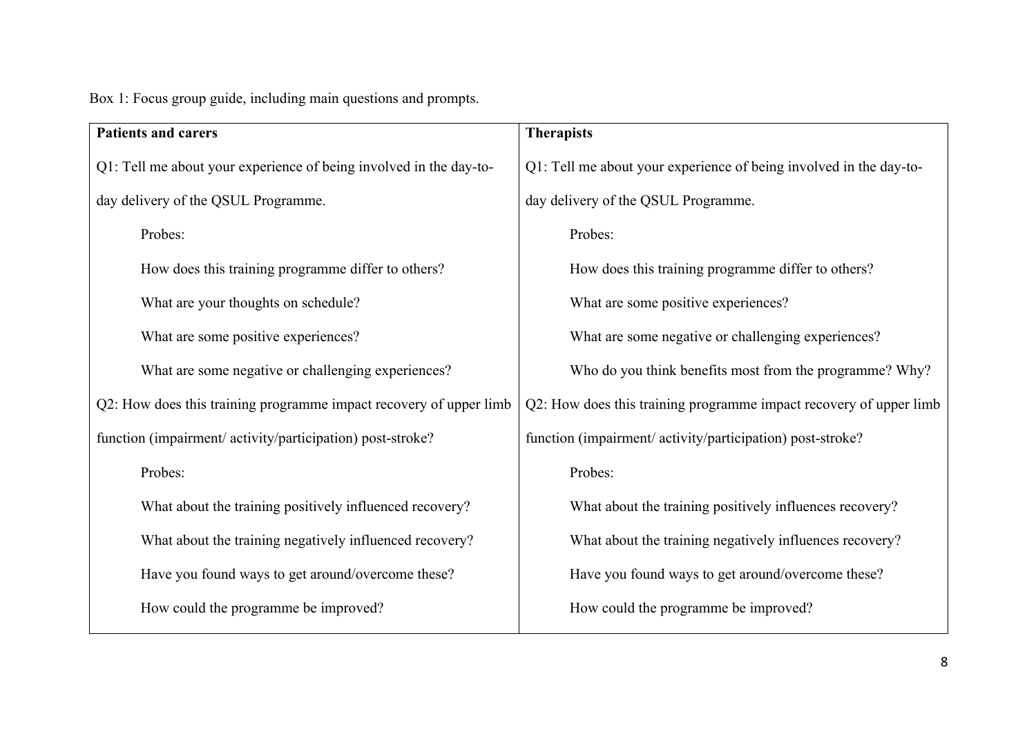Box 1: Focus group guide, including main questions and prompts.

| Patients and carers | Therapists |
|---|---|
| Q1: Tell me about your experience of being involved in the day-to-day delivery of the QSUL Programme. | Q1: Tell me about your experience of being involved in the day-to-day delivery of the QSUL Programme. |
| Probes: | Probes: |
| How does this training programme differ to others? | How does this training programme differ to others? |
| What are your thoughts on schedule? | What are some positive experiences? |
| What are some positive experiences? | What are some negative or challenging experiences? |
| What are some negative or challenging experiences? | Who do you think benefits most from the programme? Why? |
| Q2: How does this training programme impact recovery of upper limb function (impairment/ activity/participation) post-stroke? | Q2: How does this training programme impact recovery of upper limb function (impairment/ activity/participation) post-stroke? |
| Probes: | Probes: |
| What about the training positively influenced recovery? | What about the training positively influences recovery? |
| What about the training negatively influenced recovery? | What about the training negatively influences recovery? |
| Have you found ways to get around/overcome these? | Have you found ways to get around/overcome these? |
| How could the programme be improved? | How could the programme be improved? |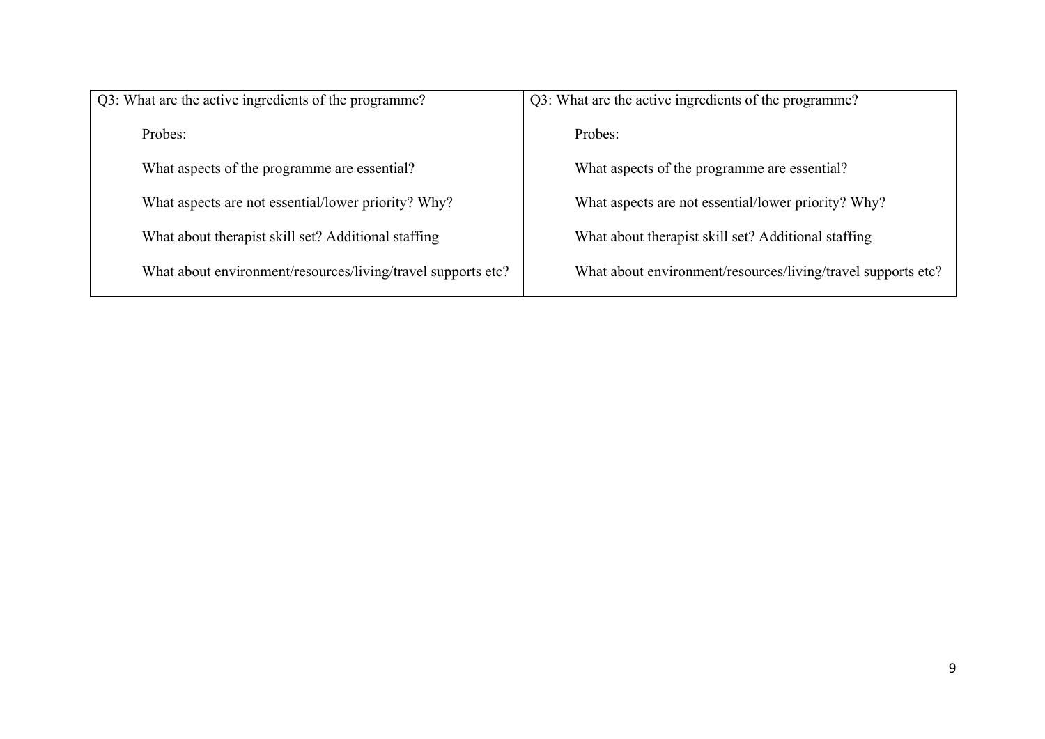| Q3: What are the active ingredients of the programme?<br><br>Probes:<br><br>What aspects of the programme are essential?<br><br>What aspects are not essential/lower priority? Why?<br><br>What about therapist skill set? Additional staffing<br><br>What about environment/resources/living/travel supports etc? | Q3: What are the active ingredients of the programme?<br><br>Probes:<br><br>What aspects of the programme are essential?<br><br>What aspects are not essential/lower priority? Why?<br><br>What about therapist skill set? Additional staffing<br><br>What about environment/resources/living/travel supports etc? |
|---|---|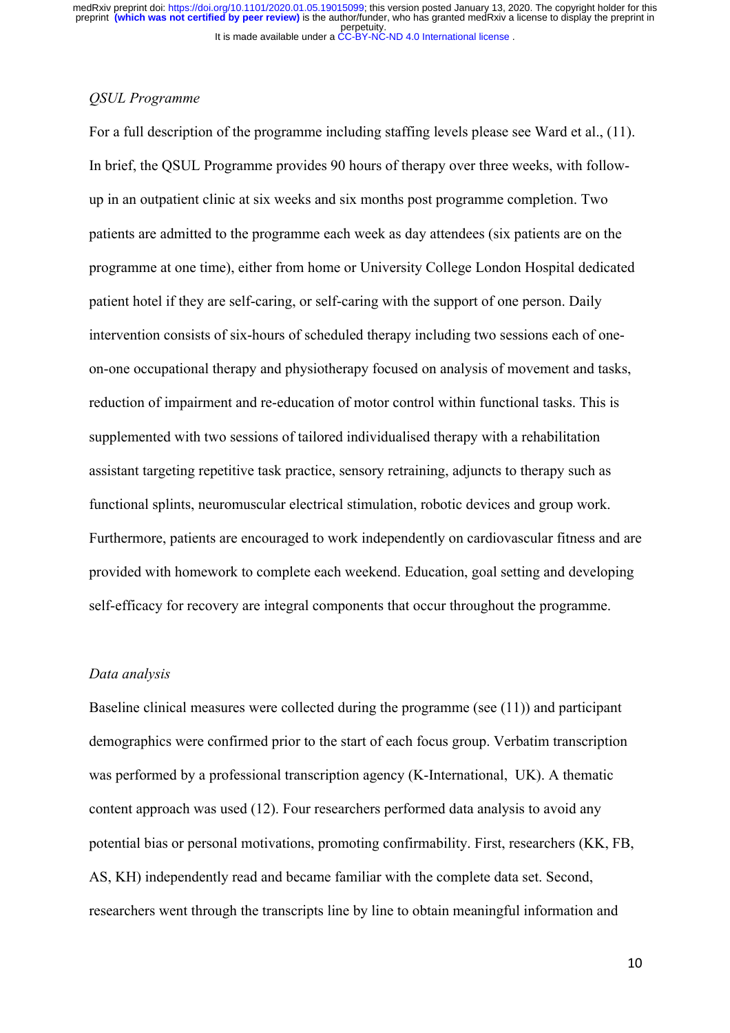*QSUL Programme*

For a full description of the programme including staffing levels please see Ward et al., (11). In brief, the QSUL Programme provides 90 hours of therapy over three weeks, with follow-up in an outpatient clinic at six weeks and six months post programme completion. Two patients are admitted to the programme each week as day attendees (six patients are on the programme at one time), either from home or University College London Hospital dedicated patient hotel if they are self-caring, or self-caring with the support of one person. Daily intervention consists of six-hours of scheduled therapy including two sessions each of one-on-one occupational therapy and physiotherapy focused on analysis of movement and tasks, reduction of impairment and re-education of motor control within functional tasks. This is supplemented with two sessions of tailored individualised therapy with a rehabilitation assistant targeting repetitive task practice, sensory retraining, adjuncts to therapy such as functional splints, neuromuscular electrical stimulation, robotic devices and group work. Furthermore, patients are encouraged to work independently on cardiovascular fitness and are provided with homework to complete each weekend. Education, goal setting and developing self-efficacy for recovery are integral components that occur throughout the programme.

*Data analysis*

Baseline clinical measures were collected during the programme (see (11)) and participant demographics were confirmed prior to the start of each focus group. Verbatim transcription was performed by a professional transcription agency (K-International, UK). A thematic content approach was used (12). Four researchers performed data analysis to avoid any potential bias or personal motivations, promoting confirmability. First, researchers (KK, FB, AS, KH) independently read and became familiar with the complete data set. Second, researchers went through the transcripts line by line to obtain meaningful information and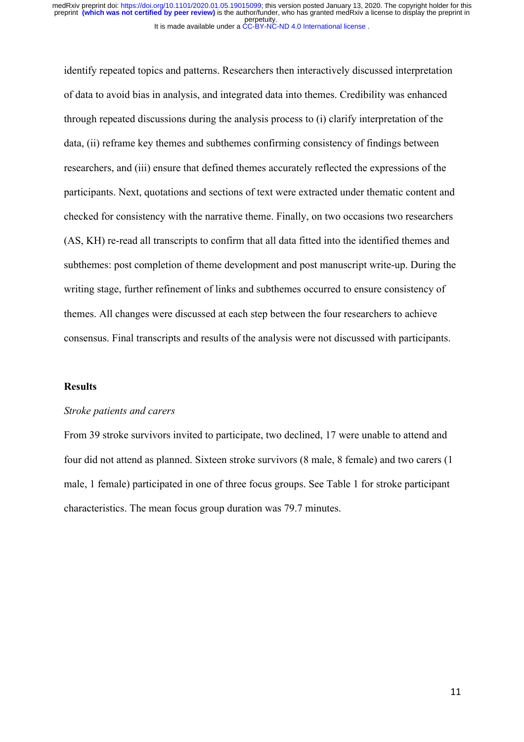identify repeated topics and patterns. Researchers then interactively discussed interpretation of data to avoid bias in analysis, and integrated data into themes. Credibility was enhanced through repeated discussions during the analysis process to (i) clarify interpretation of the data, (ii) reframe key themes and subthemes confirming consistency of findings between researchers, and (iii) ensure that defined themes accurately reflected the expressions of the participants. Next, quotations and sections of text were extracted under thematic content and checked for consistency with the narrative theme. Finally, on two occasions two researchers (AS, KH) re-read all transcripts to confirm that all data fitted into the identified themes and subthemes: post completion of theme development and post manuscript write-up. During the writing stage, further refinement of links and subthemes occurred to ensure consistency of themes. All changes were discussed at each step between the four researchers to achieve consensus. Final transcripts and results of the analysis were not discussed with participants.

## Results

*Stroke patients and carers*

From 39 stroke survivors invited to participate, two declined, 17 were unable to attend and four did not attend as planned. Sixteen stroke survivors (8 male, 8 female) and two carers (1 male, 1 female) participated in one of three focus groups. See Table 1 for stroke participant characteristics. The mean focus group duration was 79.7 minutes.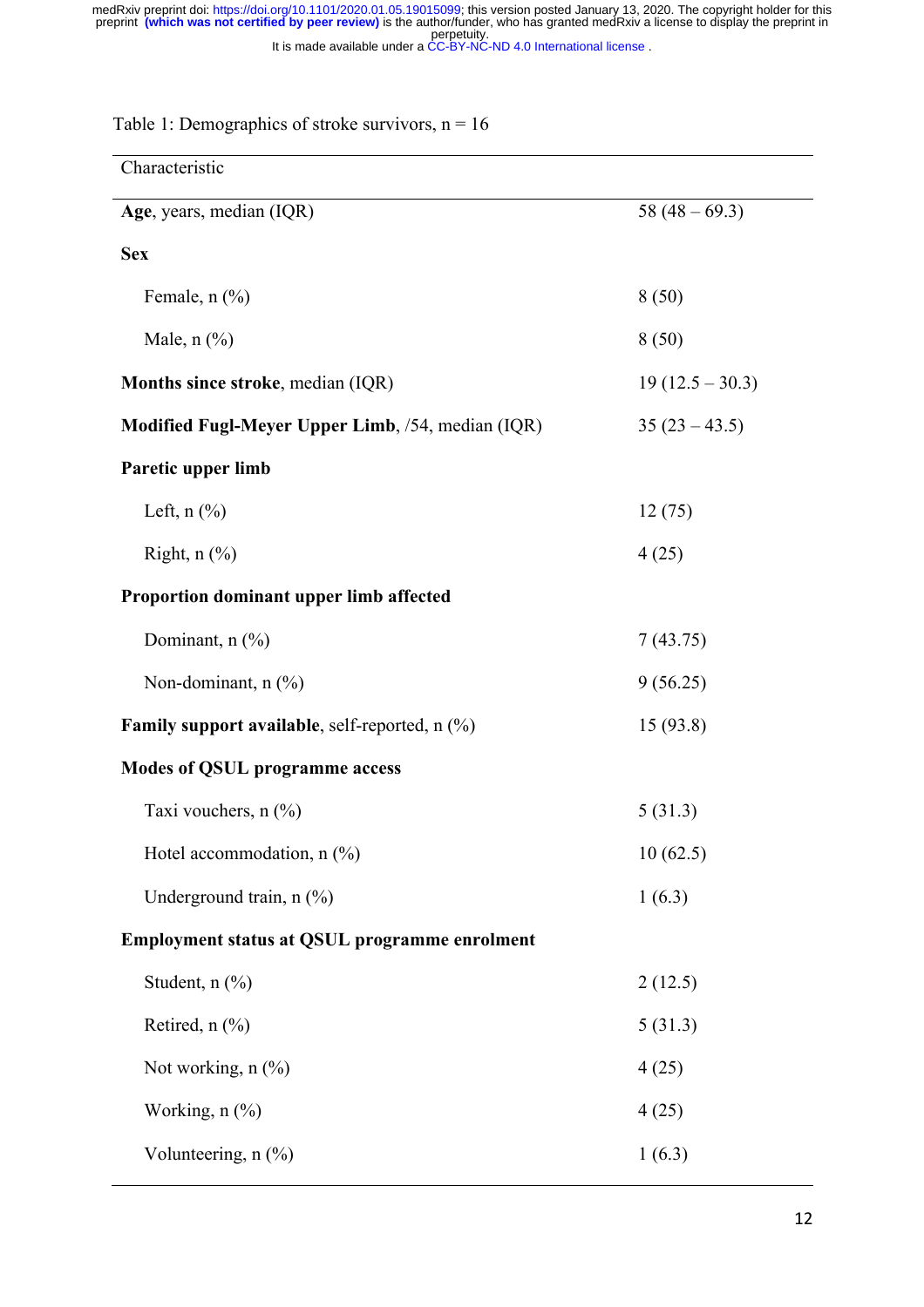Table 1: Demographics of stroke survivors, n = 16

| Characteristic | |
|---|---|
| **Age**, years, median (IQR) | 58 (48 – 69.3) |
| **Sex** | |
| Female, n (%) | 8 (50) |
| Male, n (%) | 8 (50) |
| **Months since stroke**, median (IQR) | 19 (12.5 – 30.3) |
| **Modified Fugl-Meyer Upper Limb**, /54, median (IQR) | 35 (23 – 43.5) |
| **Paretic upper limb** | |
| Left, n (%) | 12 (75) |
| Right, n (%) | 4 (25) |
| **Proportion dominant upper limb affected** | |
| Dominant, n (%) | 7 (43.75) |
| Non-dominant, n (%) | 9 (56.25) |
| **Family support available**, self-reported, n (%) | 15 (93.8) |
| **Modes of QSUL programme access** | |
| Taxi vouchers, n (%) | 5 (31.3) |
| Hotel accommodation, n (%) | 10 (62.5) |
| Underground train, n (%) | 1 (6.3) |
| **Employment status at QSUL programme enrolment** | |
| Student, n (%) | 2 (12.5) |
| Retired, n (%) | 5 (31.3) |
| Not working, n (%) | 4 (25) |
| Working, n (%) | 4 (25) |
| Volunteering, n (%) | 1 (6.3) |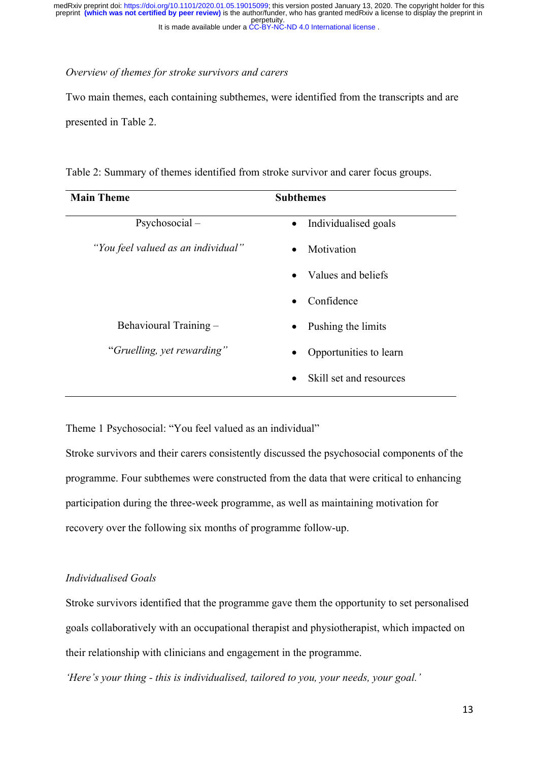*Overview of themes for stroke survivors and carers*

Two main themes, each containing subthemes, were identified from the transcripts and are presented in Table 2.

Table 2: Summary of themes identified from stroke survivor and carer focus groups.

| Main Theme | Subthemes |
|---|---|
| Psychosocial – *"You feel valued as an individual"* | • Individualised goals<br>• Motivation<br>• Values and beliefs<br>• Confidence |
| Behavioural Training – *"Gruelling, yet rewarding"* | • Pushing the limits<br>• Opportunities to learn<br>• Skill set and resources |

Theme 1 Psychosocial: "You feel valued as an individual"

Stroke survivors and their carers consistently discussed the psychosocial components of the programme. Four subthemes were constructed from the data that were critical to enhancing participation during the three-week programme, as well as maintaining motivation for recovery over the following six months of programme follow-up.

*Individualised Goals*

Stroke survivors identified that the programme gave them the opportunity to set personalised goals collaboratively with an occupational therapist and physiotherapist, which impacted on their relationship with clinicians and engagement in the programme.

*'Here's your thing - this is individualised, tailored to you, your needs, your goal.'*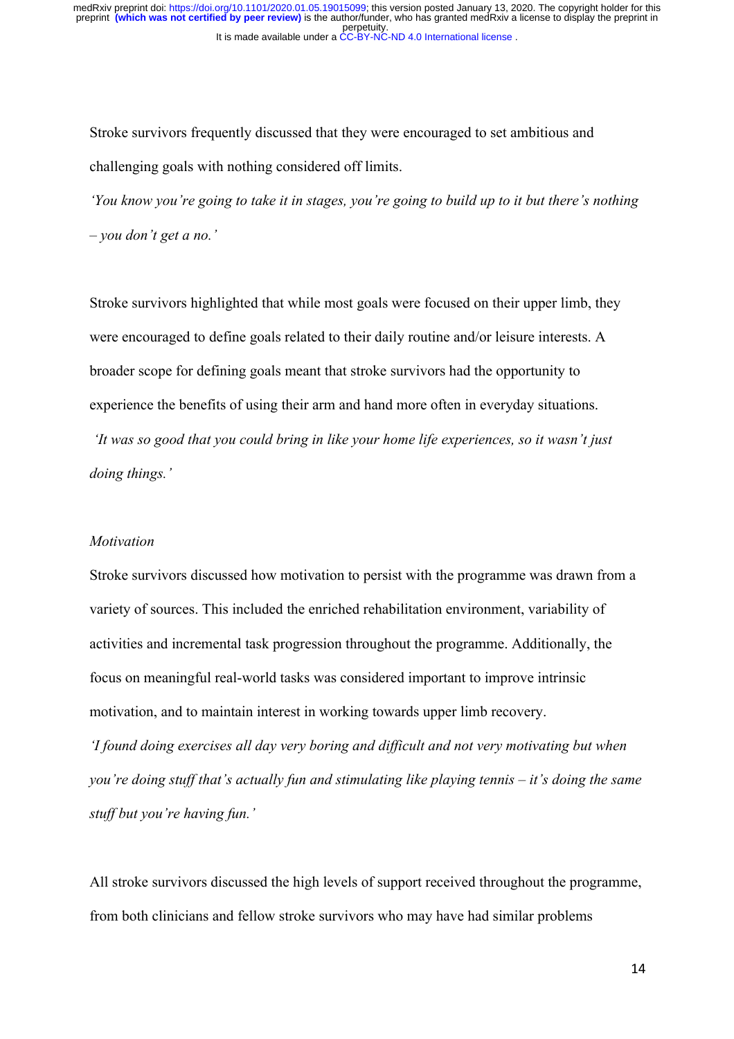Stroke survivors frequently discussed that they were encouraged to set ambitious and challenging goals with nothing considered off limits.

*'You know you're going to take it in stages, you're going to build up to it but there's nothing – you don't get a no.'*

Stroke survivors highlighted that while most goals were focused on their upper limb, they were encouraged to define goals related to their daily routine and/or leisure interests. A broader scope for defining goals meant that stroke survivors had the opportunity to experience the benefits of using their arm and hand more often in everyday situations.

*'It was so good that you could bring in like your home life experiences, so it wasn't just doing things.'*

*Motivation*

Stroke survivors discussed how motivation to persist with the programme was drawn from a variety of sources. This included the enriched rehabilitation environment, variability of activities and incremental task progression throughout the programme. Additionally, the focus on meaningful real-world tasks was considered important to improve intrinsic motivation, and to maintain interest in working towards upper limb recovery.

*'I found doing exercises all day very boring and difficult and not very motivating but when you're doing stuff that's actually fun and stimulating like playing tennis – it's doing the same stuff but you're having fun.'*

All stroke survivors discussed the high levels of support received throughout the programme, from both clinicians and fellow stroke survivors who may have had similar problems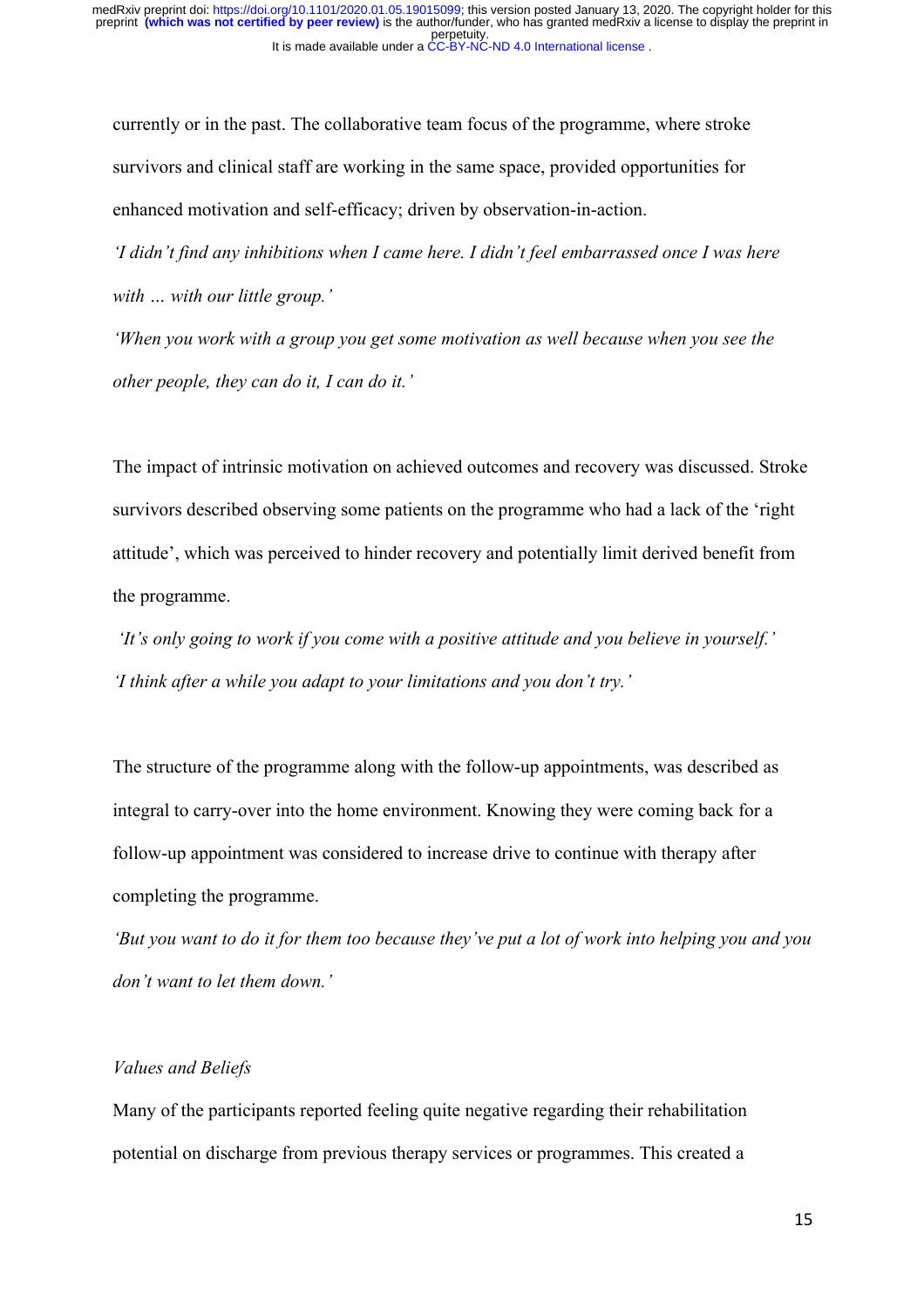currently or in the past. The collaborative team focus of the programme, where stroke survivors and clinical staff are working in the same space, provided opportunities for enhanced motivation and self-efficacy; driven by observation-in-action.

*'I didn't find any inhibitions when I came here. I didn't feel embarrassed once I was here with … with our little group.'*

*'When you work with a group you get some motivation as well because when you see the other people, they can do it, I can do it.'*

The impact of intrinsic motivation on achieved outcomes and recovery was discussed. Stroke survivors described observing some patients on the programme who had a lack of the 'right attitude', which was perceived to hinder recovery and potentially limit derived benefit from the programme.

*'It's only going to work if you come with a positive attitude and you believe in yourself.'*

*'I think after a while you adapt to your limitations and you don't try.'*

The structure of the programme along with the follow-up appointments, was described as integral to carry-over into the home environment. Knowing they were coming back for a follow-up appointment was considered to increase drive to continue with therapy after completing the programme.

*'But you want to do it for them too because they've put a lot of work into helping you and you don't want to let them down.'*

*Values and Beliefs*

Many of the participants reported feeling quite negative regarding their rehabilitation potential on discharge from previous therapy services or programmes. This created a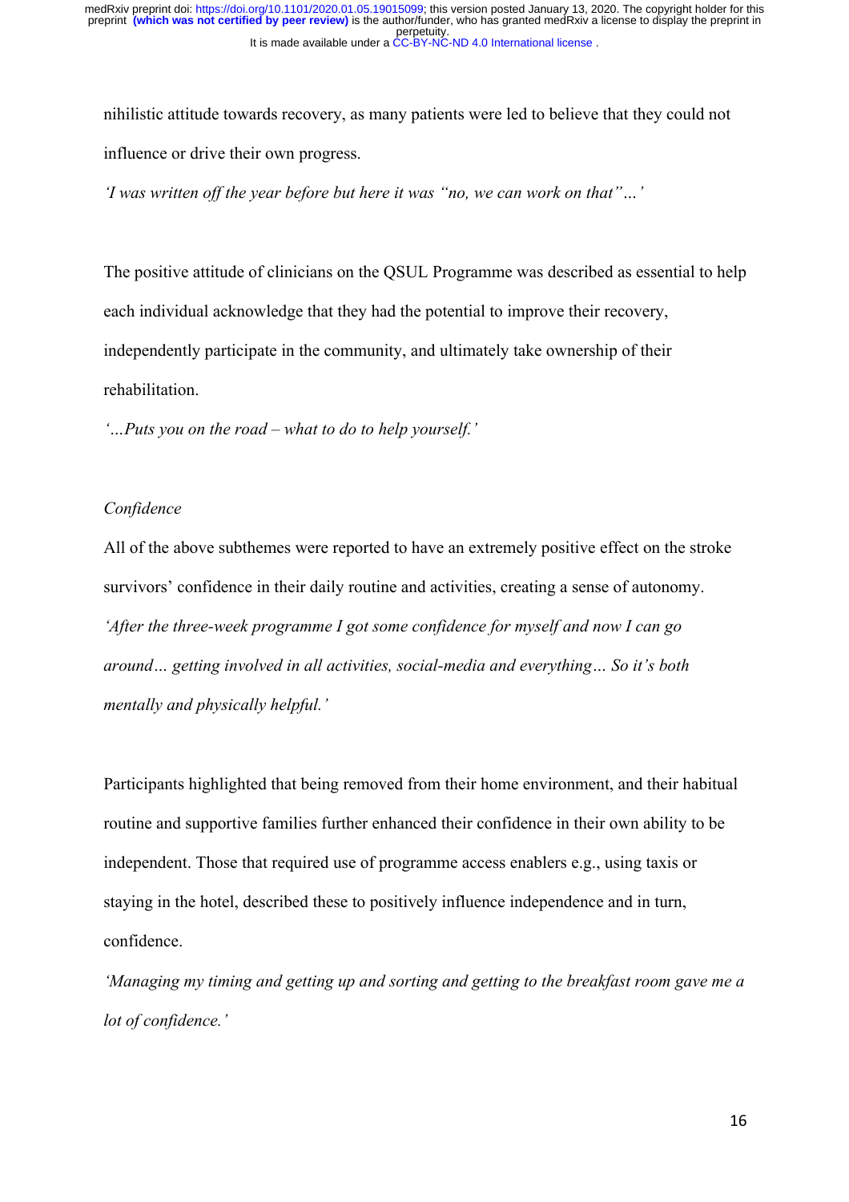nihilistic attitude towards recovery, as many patients were led to believe that they could not influence or drive their own progress.

*'I was written off the year before but here it was "no, we can work on that"…'*

The positive attitude of clinicians on the QSUL Programme was described as essential to help each individual acknowledge that they had the potential to improve their recovery, independently participate in the community, and ultimately take ownership of their rehabilitation.

*'…Puts you on the road – what to do to help yourself.'*

*Confidence*

All of the above subthemes were reported to have an extremely positive effect on the stroke survivors' confidence in their daily routine and activities, creating a sense of autonomy.

*'After the three-week programme I got some confidence for myself and now I can go around… getting involved in all activities, social-media and everything… So it's both mentally and physically helpful.'*

Participants highlighted that being removed from their home environment, and their habitual routine and supportive families further enhanced their confidence in their own ability to be independent. Those that required use of programme access enablers e.g., using taxis or staying in the hotel, described these to positively influence independence and in turn, confidence.

*'Managing my timing and getting up and sorting and getting to the breakfast room gave me a lot of confidence.'*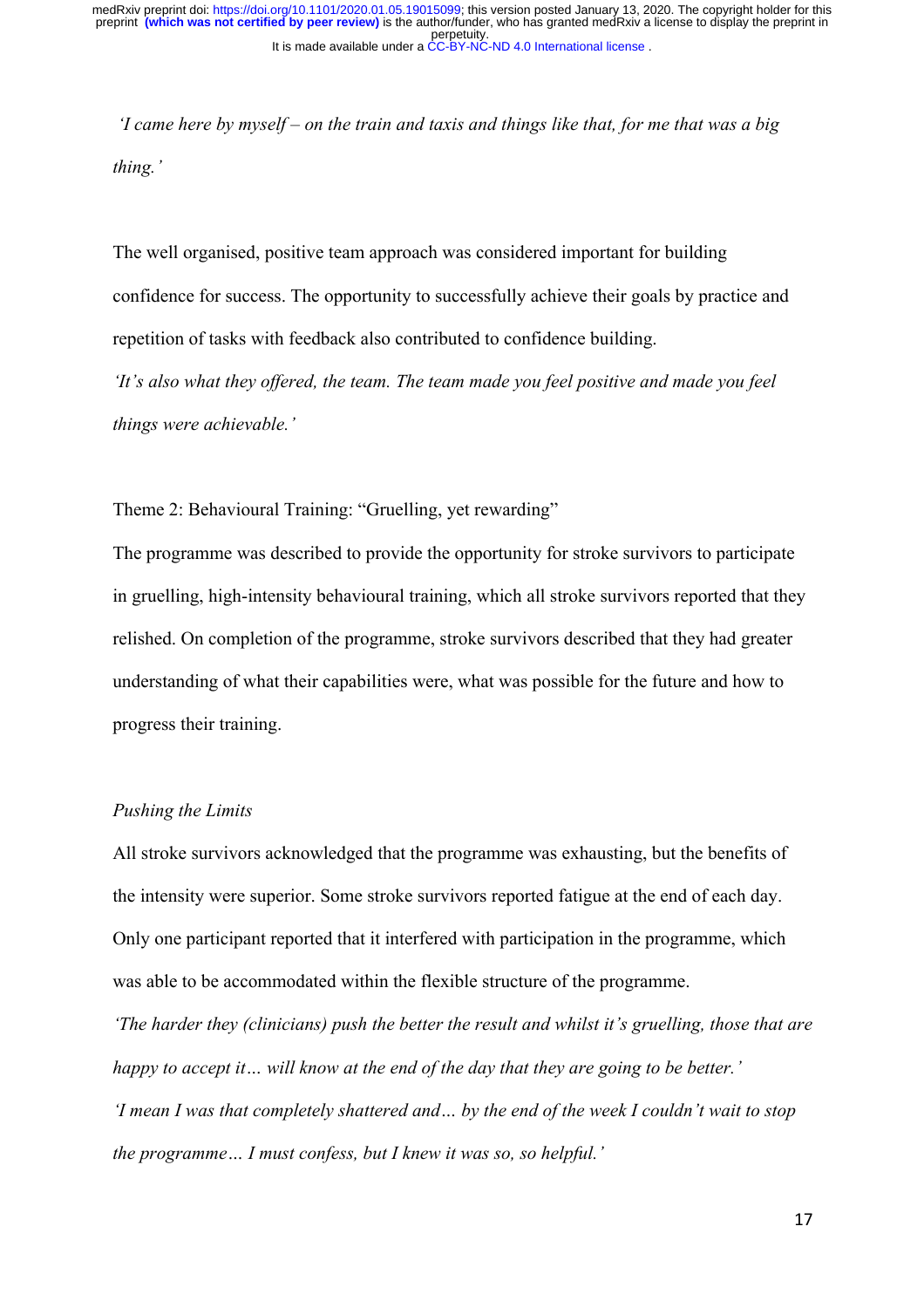*'I came here by myself – on the train and taxis and things like that, for me that was a big thing.'*

The well organised, positive team approach was considered important for building confidence for success. The opportunity to successfully achieve their goals by practice and repetition of tasks with feedback also contributed to confidence building.

*'It's also what they offered, the team. The team made you feel positive and made you feel things were achievable.'*

Theme 2: Behavioural Training: "Gruelling, yet rewarding"

The programme was described to provide the opportunity for stroke survivors to participate in gruelling, high-intensity behavioural training, which all stroke survivors reported that they relished. On completion of the programme, stroke survivors described that they had greater understanding of what their capabilities were, what was possible for the future and how to progress their training.

*Pushing the Limits*

All stroke survivors acknowledged that the programme was exhausting, but the benefits of the intensity were superior. Some stroke survivors reported fatigue at the end of each day. Only one participant reported that it interfered with participation in the programme, which was able to be accommodated within the flexible structure of the programme.

*'The harder they (clinicians) push the better the result and whilst it's gruelling, those that are happy to accept it… will know at the end of the day that they are going to be better.'*

*'I mean I was that completely shattered and… by the end of the week I couldn't wait to stop the programme… I must confess, but I knew it was so, so helpful.'*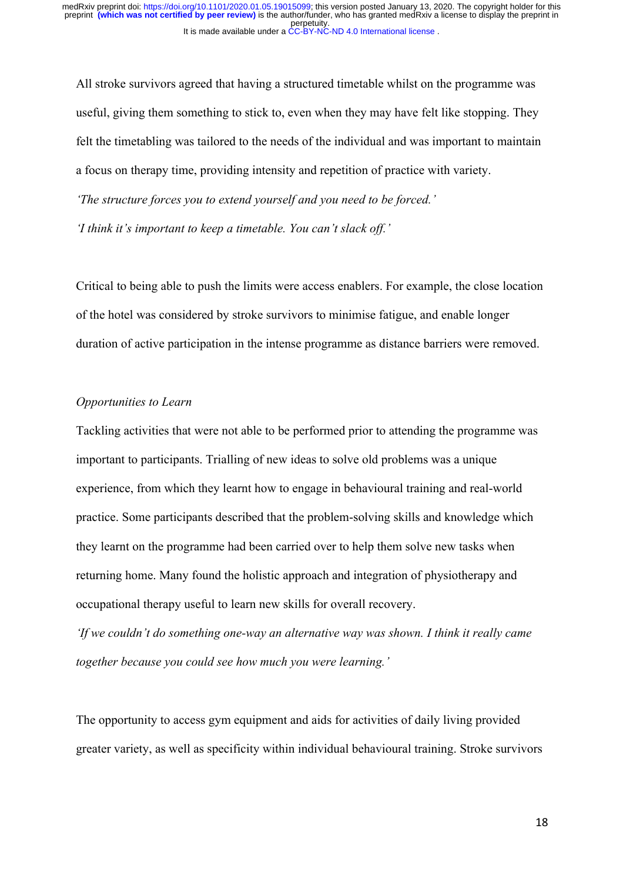All stroke survivors agreed that having a structured timetable whilst on the programme was useful, giving them something to stick to, even when they may have felt like stopping. They felt the timetabling was tailored to the needs of the individual and was important to maintain a focus on therapy time, providing intensity and repetition of practice with variety.

*'The structure forces you to extend yourself and you need to be forced.'*

*'I think it's important to keep a timetable. You can't slack off.'*

Critical to being able to push the limits were access enablers. For example, the close location of the hotel was considered by stroke survivors to minimise fatigue, and enable longer duration of active participation in the intense programme as distance barriers were removed.

*Opportunities to Learn*

Tackling activities that were not able to be performed prior to attending the programme was important to participants. Trialling of new ideas to solve old problems was a unique experience, from which they learnt how to engage in behavioural training and real-world practice. Some participants described that the problem-solving skills and knowledge which they learnt on the programme had been carried over to help them solve new tasks when returning home. Many found the holistic approach and integration of physiotherapy and occupational therapy useful to learn new skills for overall recovery.

*'If we couldn't do something one-way an alternative way was shown. I think it really came together because you could see how much you were learning.'*

The opportunity to access gym equipment and aids for activities of daily living provided greater variety, as well as specificity within individual behavioural training. Stroke survivors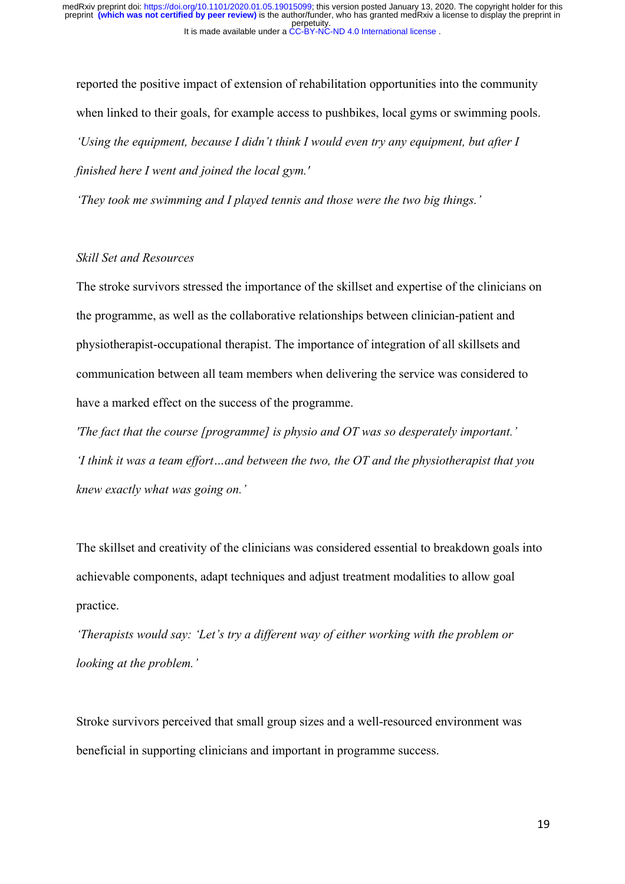reported the positive impact of extension of rehabilitation opportunities into the community when linked to their goals, for example access to pushbikes, local gyms or swimming pools.

*'Using the equipment, because I didn't think I would even try any equipment, but after I finished here I went and joined the local gym.'*

*'They took me swimming and I played tennis and those were the two big things.'*

*Skill Set and Resources*

The stroke survivors stressed the importance of the skillset and expertise of the clinicians on the programme, as well as the collaborative relationships between clinician-patient and physiotherapist-occupational therapist. The importance of integration of all skillsets and communication between all team members when delivering the service was considered to have a marked effect on the success of the programme.

*'The fact that the course [programme] is physio and OT was so desperately important.'*

*'I think it was a team effort…and between the two, the OT and the physiotherapist that you knew exactly what was going on.'*

The skillset and creativity of the clinicians was considered essential to breakdown goals into achievable components, adapt techniques and adjust treatment modalities to allow goal practice.

*'Therapists would say: 'Let's try a different way of either working with the problem or looking at the problem.'*

Stroke survivors perceived that small group sizes and a well-resourced environment was beneficial in supporting clinicians and important in programme success.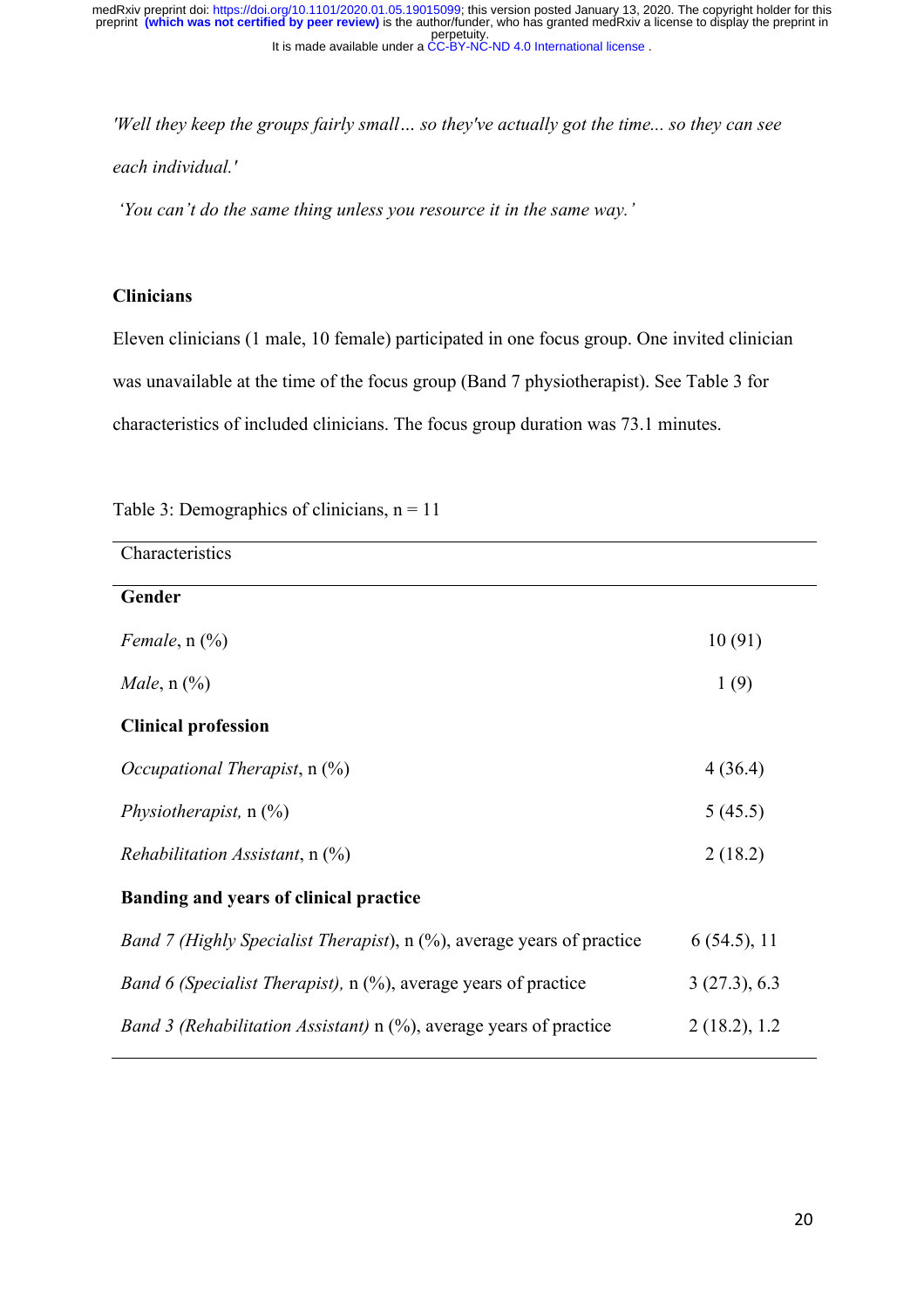*'Well they keep the groups fairly small… so they've actually got the time... so they can see each individual.'*

*'You can't do the same thing unless you resource it in the same way.'*

**Clinicians**

Eleven clinicians (1 male, 10 female) participated in one focus group. One invited clinician was unavailable at the time of the focus group (Band 7 physiotherapist). See Table 3 for characteristics of included clinicians. The focus group duration was 73.1 minutes.

Table 3: Demographics of clinicians, n = 11

| Characteristics | |
|---|---|
| **Gender** | |
| *Female*, n (%) | 10 (91) |
| *Male*, n (%) | 1 (9) |
| **Clinical profession** | |
| *Occupational Therapist*, n (%) | 4 (36.4) |
| *Physiotherapist,* n (%) | 5 (45.5) |
| *Rehabilitation Assistant*, n (%) | 2 (18.2) |
| **Banding and years of clinical practice** | |
| *Band 7 (Highly Specialist Therapist)*, n (%), average years of practice | 6 (54.5), 11 |
| *Band 6 (Specialist Therapist),* n (%), average years of practice | 3 (27.3), 6.3 |
| *Band 3 (Rehabilitation Assistant)* n (%), average years of practice | 2 (18.2), 1.2 |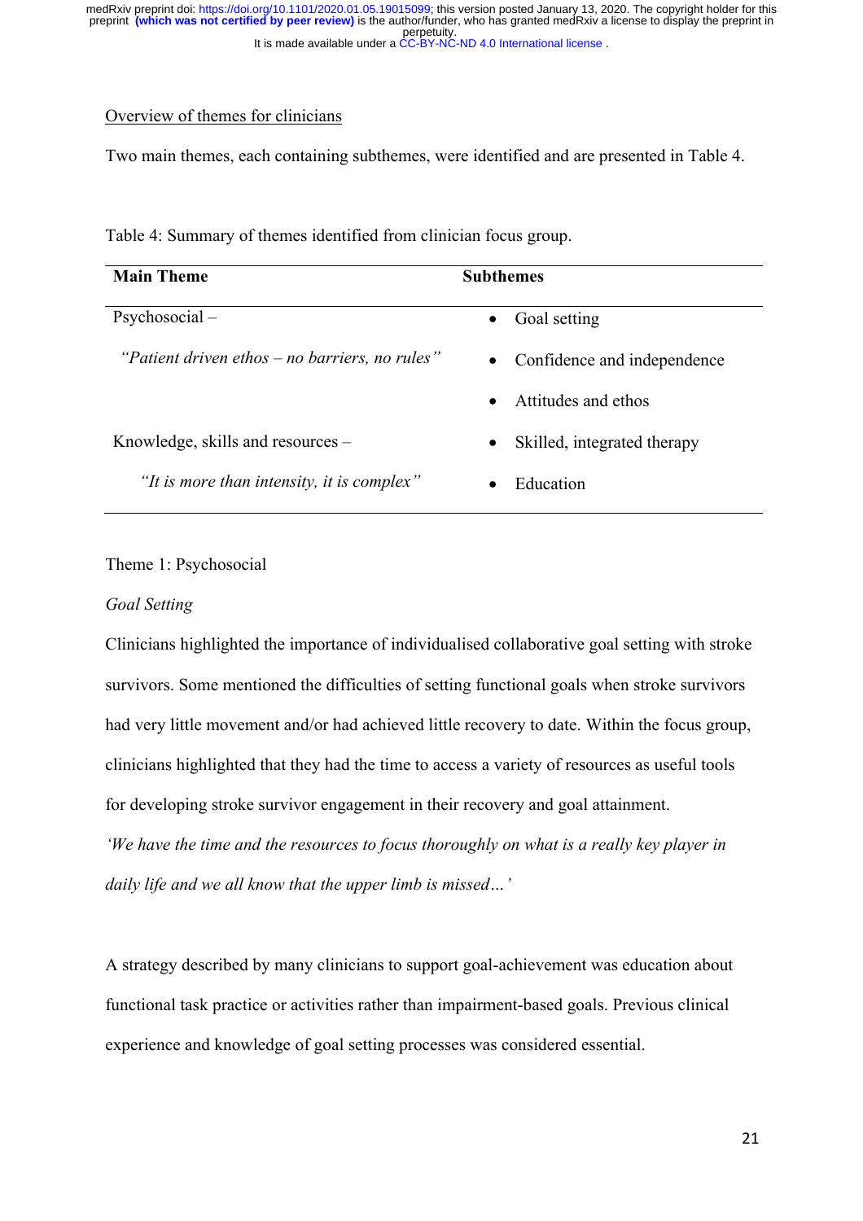Overview of themes for clinicians

Two main themes, each containing subthemes, were identified and are presented in Table 4.

Table 4: Summary of themes identified from clinician focus group.

| Main Theme | Subthemes |
|---|---|
| Psychosocial – | • Goal setting |
| *"Patient driven ethos – no barriers, no rules"* | • Confidence and independence |
| | • Attitudes and ethos |
| Knowledge, skills and resources – | • Skilled, integrated therapy |
| *"It is more than intensity, it is complex"* | • Education |

Theme 1: Psychosocial

*Goal Setting*

Clinicians highlighted the importance of individualised collaborative goal setting with stroke survivors. Some mentioned the difficulties of setting functional goals when stroke survivors had very little movement and/or had achieved little recovery to date. Within the focus group, clinicians highlighted that they had the time to access a variety of resources as useful tools for developing stroke survivor engagement in their recovery and goal attainment.

*'We have the time and the resources to focus thoroughly on what is a really key player in daily life and we all know that the upper limb is missed…'*

A strategy described by many clinicians to support goal-achievement was education about functional task practice or activities rather than impairment-based goals. Previous clinical experience and knowledge of goal setting processes was considered essential.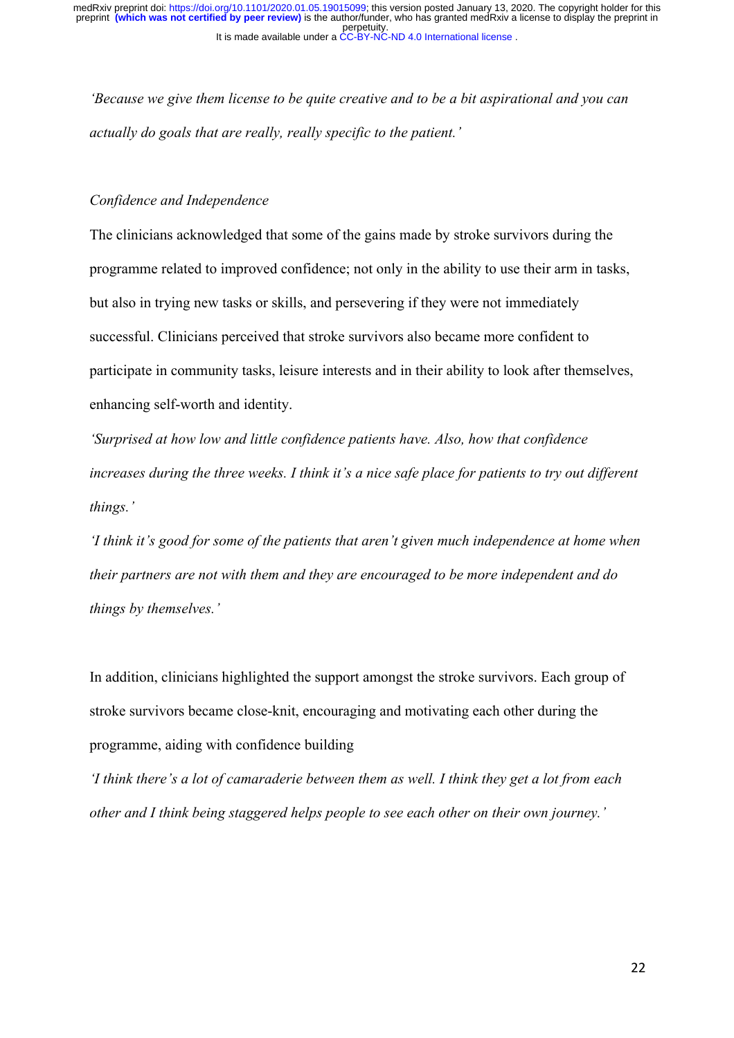*'Because we give them license to be quite creative and to be a bit aspirational and you can actually do goals that are really, really specific to the patient.'*

*Confidence and Independence*

The clinicians acknowledged that some of the gains made by stroke survivors during the programme related to improved confidence; not only in the ability to use their arm in tasks, but also in trying new tasks or skills, and persevering if they were not immediately successful. Clinicians perceived that stroke survivors also became more confident to participate in community tasks, leisure interests and in their ability to look after themselves, enhancing self-worth and identity.

*'Surprised at how low and little confidence patients have. Also, how that confidence increases during the three weeks. I think it's a nice safe place for patients to try out different things.'*

*'I think it's good for some of the patients that aren't given much independence at home when their partners are not with them and they are encouraged to be more independent and do things by themselves.'*

In addition, clinicians highlighted the support amongst the stroke survivors. Each group of stroke survivors became close-knit, encouraging and motivating each other during the programme, aiding with confidence building

*'I think there's a lot of camaraderie between them as well. I think they get a lot from each other and I think being staggered helps people to see each other on their own journey.'*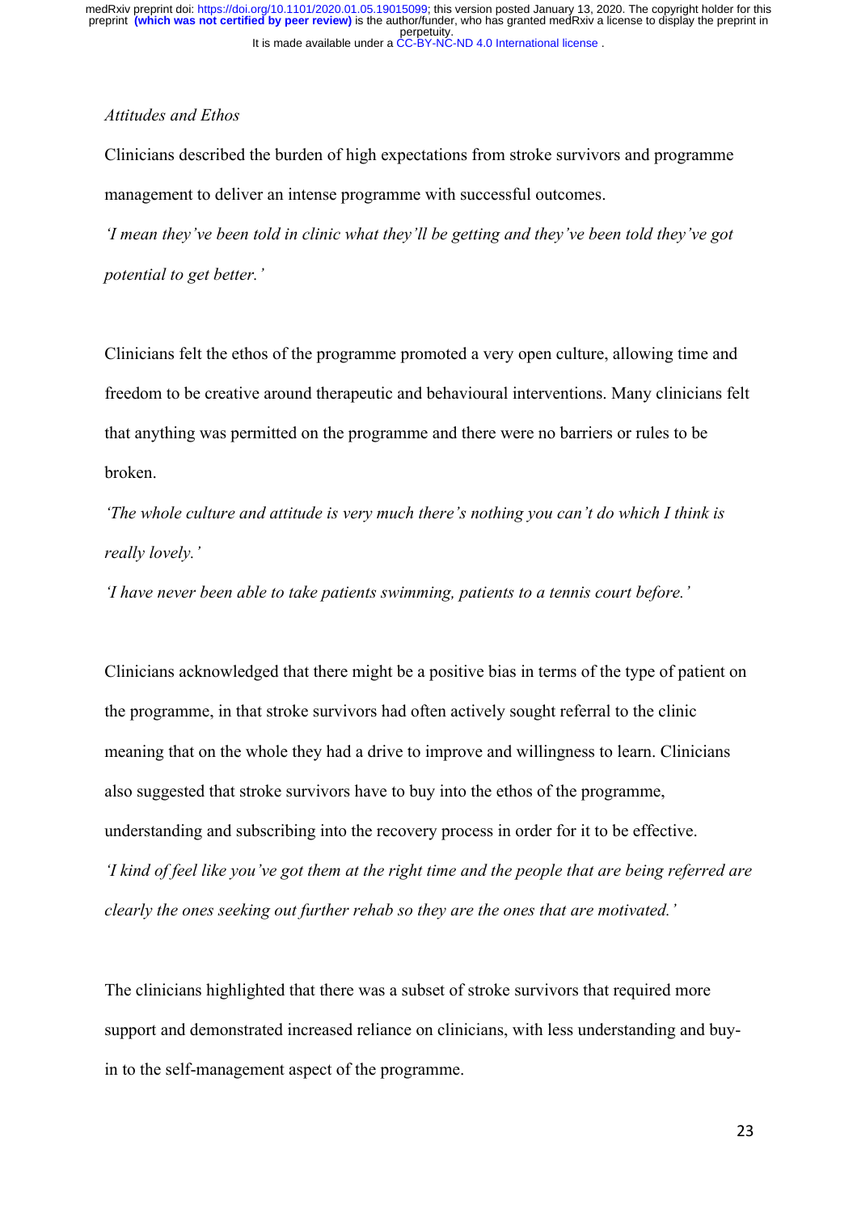*Attitudes and Ethos*

Clinicians described the burden of high expectations from stroke survivors and programme management to deliver an intense programme with successful outcomes.

*'I mean they've been told in clinic what they'll be getting and they've been told they've got potential to get better.'*

Clinicians felt the ethos of the programme promoted a very open culture, allowing time and freedom to be creative around therapeutic and behavioural interventions. Many clinicians felt that anything was permitted on the programme and there were no barriers or rules to be broken.

*'The whole culture and attitude is very much there's nothing you can't do which I think is really lovely.'*

*'I have never been able to take patients swimming, patients to a tennis court before.'*

Clinicians acknowledged that there might be a positive bias in terms of the type of patient on the programme, in that stroke survivors had often actively sought referral to the clinic meaning that on the whole they had a drive to improve and willingness to learn. Clinicians also suggested that stroke survivors have to buy into the ethos of the programme, understanding and subscribing into the recovery process in order for it to be effective.

*'I kind of feel like you've got them at the right time and the people that are being referred are clearly the ones seeking out further rehab so they are the ones that are motivated.'*

The clinicians highlighted that there was a subset of stroke survivors that required more support and demonstrated increased reliance on clinicians, with less understanding and buy-in to the self-management aspect of the programme.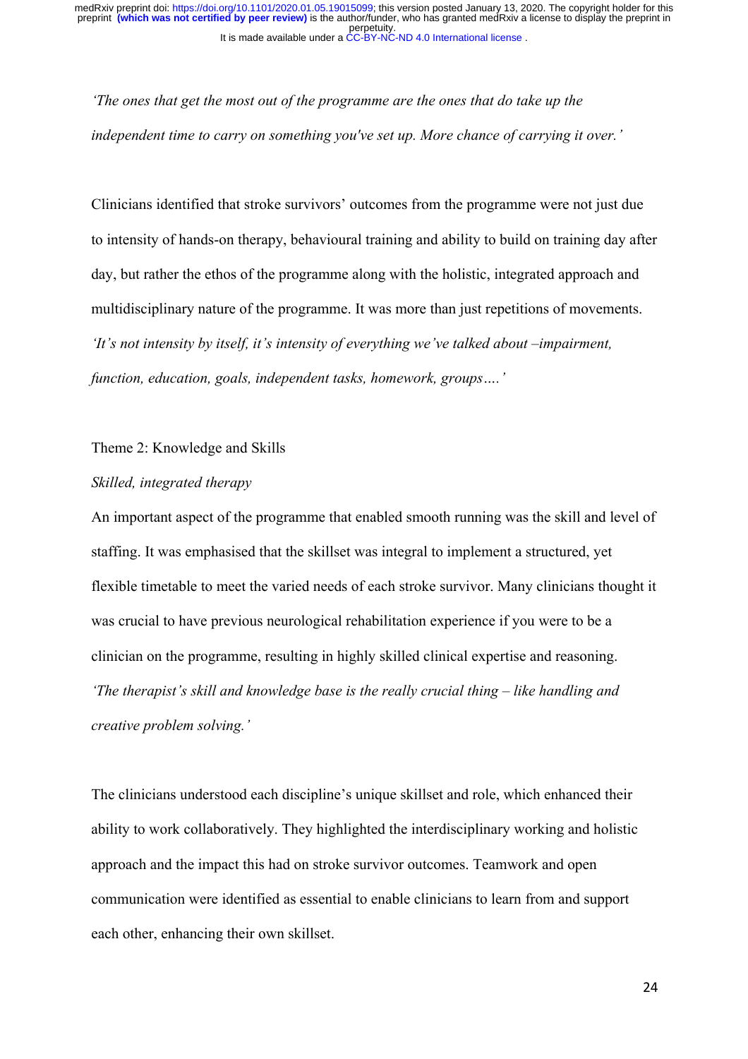*'The ones that get the most out of the programme are the ones that do take up the independent time to carry on something you've set up. More chance of carrying it over.'*

Clinicians identified that stroke survivors' outcomes from the programme were not just due to intensity of hands-on therapy, behavioural training and ability to build on training day after day, but rather the ethos of the programme along with the holistic, integrated approach and multidisciplinary nature of the programme. It was more than just repetitions of movements. *'It's not intensity by itself, it's intensity of everything we've talked about –impairment, function, education, goals, independent tasks, homework, groups….'*

Theme 2: Knowledge and Skills

*Skilled, integrated therapy*

An important aspect of the programme that enabled smooth running was the skill and level of staffing. It was emphasised that the skillset was integral to implement a structured, yet flexible timetable to meet the varied needs of each stroke survivor. Many clinicians thought it was crucial to have previous neurological rehabilitation experience if you were to be a clinician on the programme, resulting in highly skilled clinical expertise and reasoning. *'The therapist's skill and knowledge base is the really crucial thing – like handling and creative problem solving.'*

The clinicians understood each discipline's unique skillset and role, which enhanced their ability to work collaboratively. They highlighted the interdisciplinary working and holistic approach and the impact this had on stroke survivor outcomes. Teamwork and open communication were identified as essential to enable clinicians to learn from and support each other, enhancing their own skillset.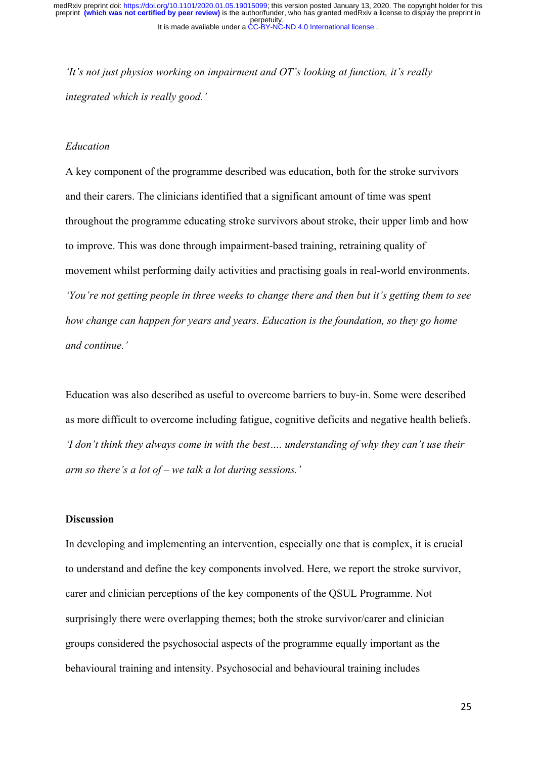*'It's not just physios working on impairment and OT's looking at function, it's really integrated which is really good.'*

*Education*

A key component of the programme described was education, both for the stroke survivors and their carers. The clinicians identified that a significant amount of time was spent throughout the programme educating stroke survivors about stroke, their upper limb and how to improve. This was done through impairment-based training, retraining quality of movement whilst performing daily activities and practising goals in real-world environments. *'You're not getting people in three weeks to change there and then but it's getting them to see how change can happen for years and years. Education is the foundation, so they go home and continue.'*

Education was also described as useful to overcome barriers to buy-in. Some were described as more difficult to overcome including fatigue, cognitive deficits and negative health beliefs. *'I don't think they always come in with the best…. understanding of why they can't use their arm so there's a lot of – we talk a lot during sessions.'*

## Discussion

In developing and implementing an intervention, especially one that is complex, it is crucial to understand and define the key components involved. Here, we report the stroke survivor, carer and clinician perceptions of the key components of the QSUL Programme. Not surprisingly there were overlapping themes; both the stroke survivor/carer and clinician groups considered the psychosocial aspects of the programme equally important as the behavioural training and intensity. Psychosocial and behavioural training includes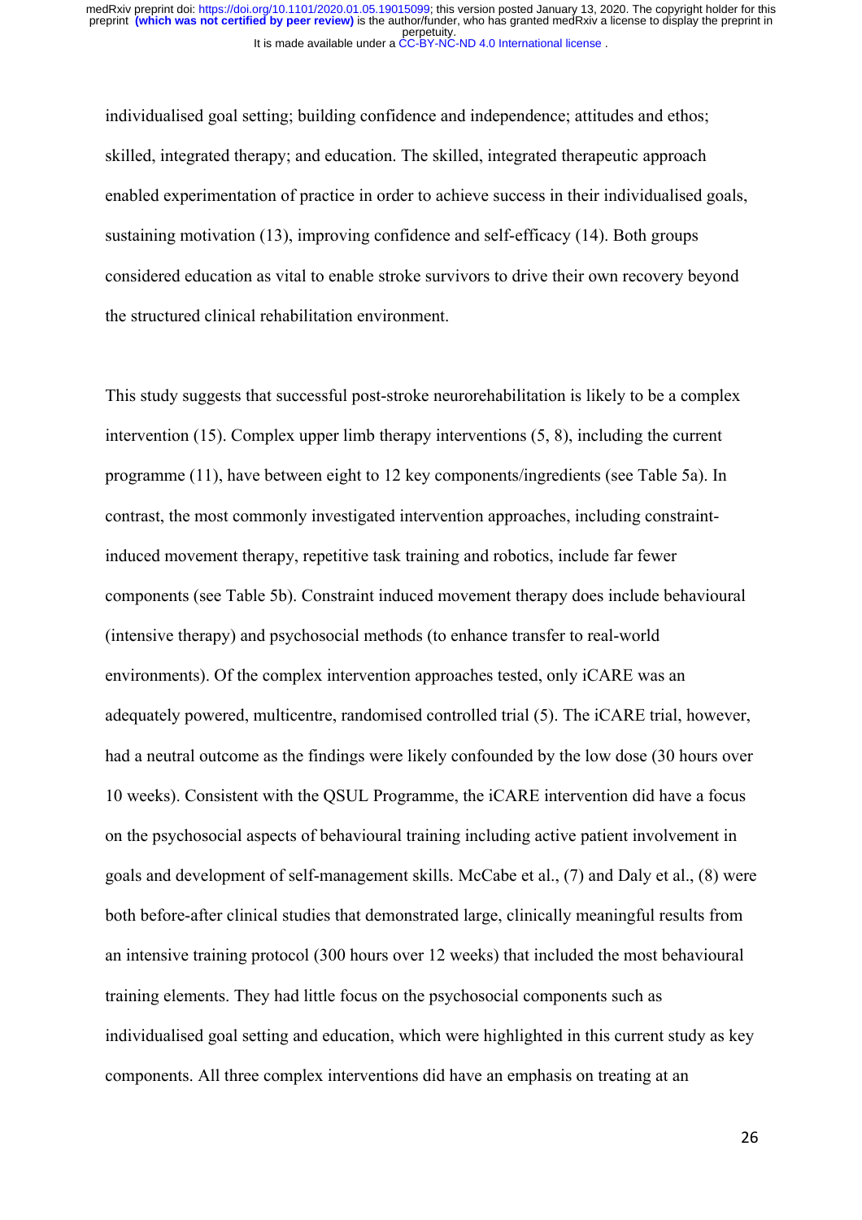individualised goal setting; building confidence and independence; attitudes and ethos; skilled, integrated therapy; and education. The skilled, integrated therapeutic approach enabled experimentation of practice in order to achieve success in their individualised goals, sustaining motivation (13), improving confidence and self-efficacy (14). Both groups considered education as vital to enable stroke survivors to drive their own recovery beyond the structured clinical rehabilitation environment.

This study suggests that successful post-stroke neurorehabilitation is likely to be a complex intervention (15). Complex upper limb therapy interventions (5, 8), including the current programme (11), have between eight to 12 key components/ingredients (see Table 5a). In contrast, the most commonly investigated intervention approaches, including constraint-induced movement therapy, repetitive task training and robotics, include far fewer components (see Table 5b). Constraint induced movement therapy does include behavioural (intensive therapy) and psychosocial methods (to enhance transfer to real-world environments). Of the complex intervention approaches tested, only iCARE was an adequately powered, multicentre, randomised controlled trial (5). The iCARE trial, however, had a neutral outcome as the findings were likely confounded by the low dose (30 hours over 10 weeks). Consistent with the QSUL Programme, the iCARE intervention did have a focus on the psychosocial aspects of behavioural training including active patient involvement in goals and development of self-management skills. McCabe et al., (7) and Daly et al., (8) were both before-after clinical studies that demonstrated large, clinically meaningful results from an intensive training protocol (300 hours over 12 weeks) that included the most behavioural training elements. They had little focus on the psychosocial components such as individualised goal setting and education, which were highlighted in this current study as key components. All three complex interventions did have an emphasis on treating at an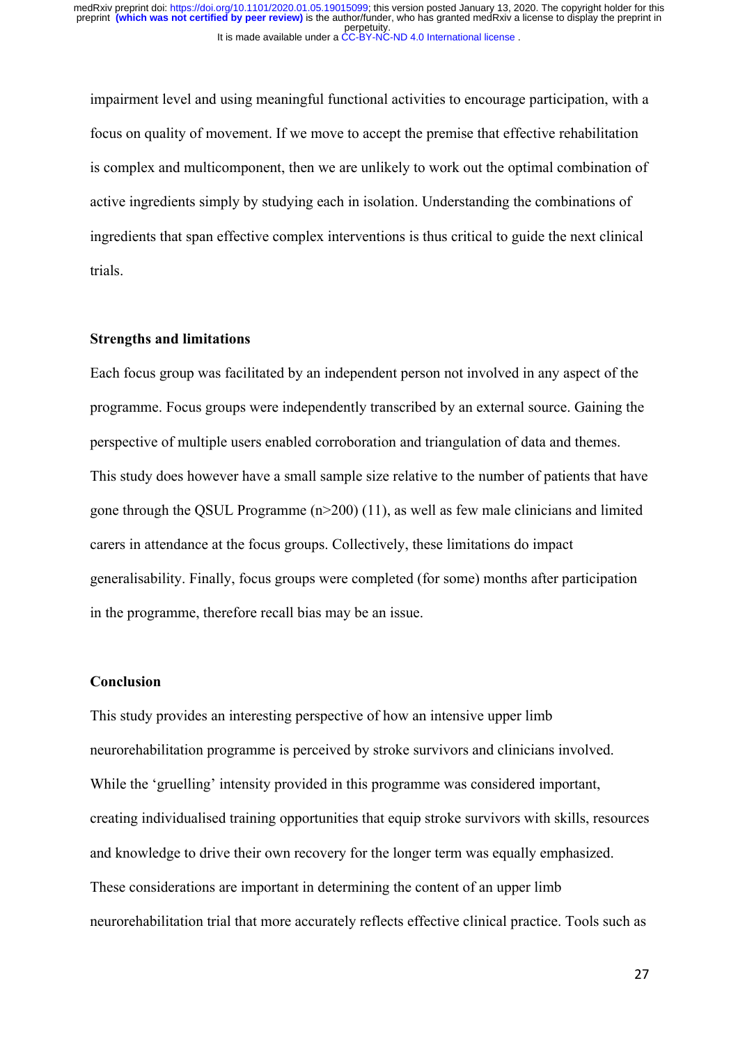impairment level and using meaningful functional activities to encourage participation, with a focus on quality of movement. If we move to accept the premise that effective rehabilitation is complex and multicomponent, then we are unlikely to work out the optimal combination of active ingredients simply by studying each in isolation. Understanding the combinations of ingredients that span effective complex interventions is thus critical to guide the next clinical trials.

## Strengths and limitations

Each focus group was facilitated by an independent person not involved in any aspect of the programme. Focus groups were independently transcribed by an external source. Gaining the perspective of multiple users enabled corroboration and triangulation of data and themes. This study does however have a small sample size relative to the number of patients that have gone through the QSUL Programme (n>200) (11), as well as few male clinicians and limited carers in attendance at the focus groups. Collectively, these limitations do impact generalisability. Finally, focus groups were completed (for some) months after participation in the programme, therefore recall bias may be an issue.

## Conclusion

This study provides an interesting perspective of how an intensive upper limb neurorehabilitation programme is perceived by stroke survivors and clinicians involved. While the 'gruelling' intensity provided in this programme was considered important, creating individualised training opportunities that equip stroke survivors with skills, resources and knowledge to drive their own recovery for the longer term was equally emphasized. These considerations are important in determining the content of an upper limb neurorehabilitation trial that more accurately reflects effective clinical practice. Tools such as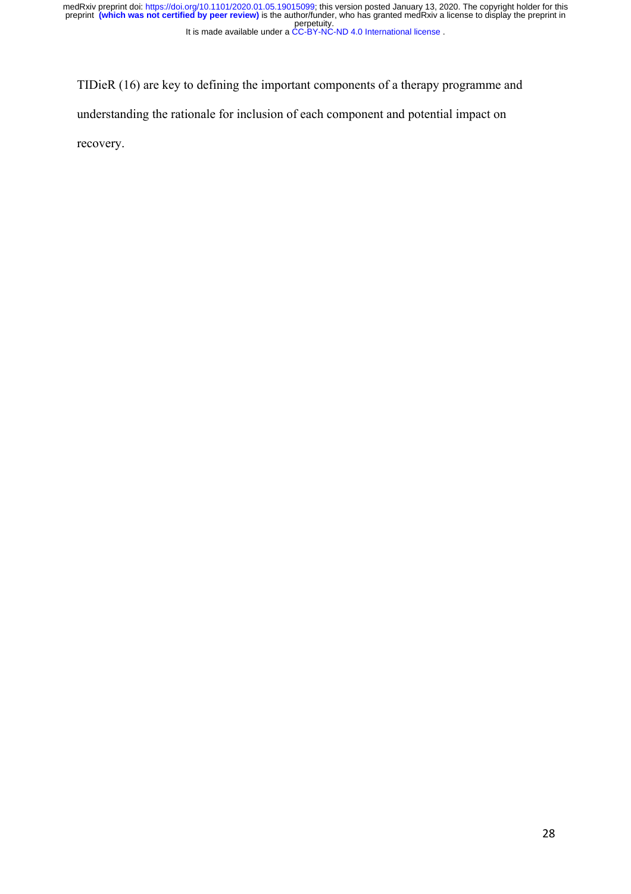TIDieR (16) are key to defining the important components of a therapy programme and understanding the rationale for inclusion of each component and potential impact on recovery.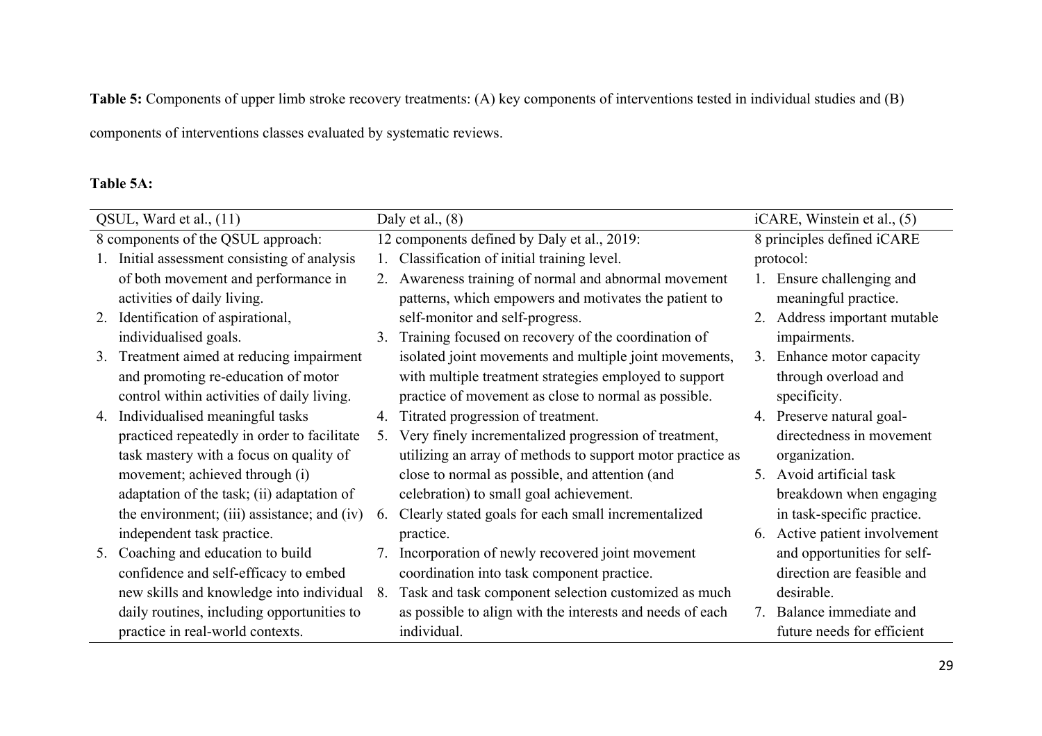**Table 5:** Components of upper limb stroke recovery treatments: (A) key components of interventions tested in individual studies and (B) components of interventions classes evaluated by systematic reviews.

**Table 5A:**

| QSUL, Ward et al., (11) | Daly et al., (8) | iCARE, Winstein et al., (5) |
|---|---|---|
| 8 components of the QSUL approach:<br>1. Initial assessment consisting of analysis of both movement and performance in activities of daily living.<br>2. Identification of aspirational, individualised goals.<br>3. Treatment aimed at reducing impairment and promoting re-education of motor control within activities of daily living.<br>4. Individualised meaningful tasks practiced repeatedly in order to facilitate task mastery with a focus on quality of movement; achieved through (i) adaptation of the task; (ii) adaptation of the environment; (iii) assistance; and (iv) independent task practice.<br>5. Coaching and education to build confidence and self-efficacy to embed new skills and knowledge into individual daily routines, including opportunities to practice in real-world contexts. | 12 components defined by Daly et al., 2019:<br>1. Classification of initial training level.<br>2. Awareness training of normal and abnormal movement patterns, which empowers and motivates the patient to self-monitor and self-progress.<br>3. Training focused on recovery of the coordination of isolated joint movements and multiple joint movements, with multiple treatment strategies employed to support practice of movement as close to normal as possible.<br>4. Titrated progression of treatment.<br>5. Very finely incrementalized progression of treatment, utilizing an array of methods to support motor practice as close to normal as possible, and attention (and celebration) to small goal achievement.<br>6. Clearly stated goals for each small incrementalized practice.<br>7. Incorporation of newly recovered joint movement coordination into task component practice.<br>8. Task and task component selection customized as much as possible to align with the interests and needs of each individual. | 8 principles defined iCARE protocol:<br>1. Ensure challenging and meaningful practice.<br>2. Address important mutable impairments.<br>3. Enhance motor capacity through overload and specificity.<br>4. Preserve natural goal-directedness in movement organization.<br>5. Avoid artificial task breakdown when engaging in task-specific practice.<br>6. Active patient involvement and opportunities for self-direction are feasible and desirable.<br>7. Balance immediate and future needs for efficient |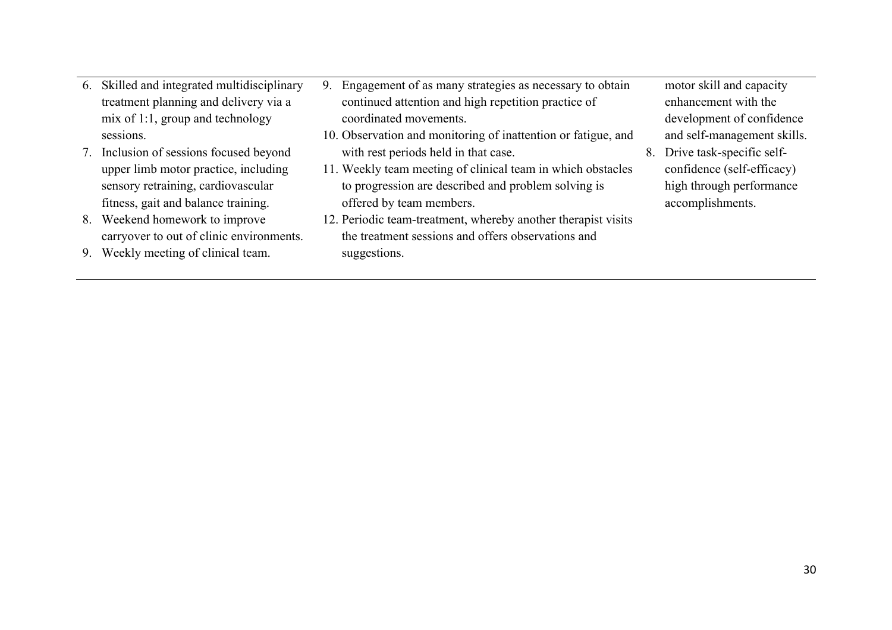| | | |
|---|---|---|
| 6. Skilled and integrated multidisciplinary treatment planning and delivery via a mix of 1:1, group and technology sessions.<br>7. Inclusion of sessions focused beyond upper limb motor practice, including sensory retraining, cardiovascular fitness, gait and balance training.<br>8. Weekend homework to improve carryover to out of clinic environments.<br>9. Weekly meeting of clinical team. | 9. Engagement of as many strategies as necessary to obtain continued attention and high repetition practice of coordinated movements.<br>10. Observation and monitoring of inattention or fatigue, and with rest periods held in that case.<br>11. Weekly team meeting of clinical team in which obstacles to progression are described and problem solving is offered by team members.<br>12. Periodic team-treatment, whereby another therapist visits the treatment sessions and offers observations and suggestions. | motor skill and capacity enhancement with the development of confidence and self-management skills.<br>8. Drive task-specific self-confidence (self-efficacy) high through performance accomplishments. |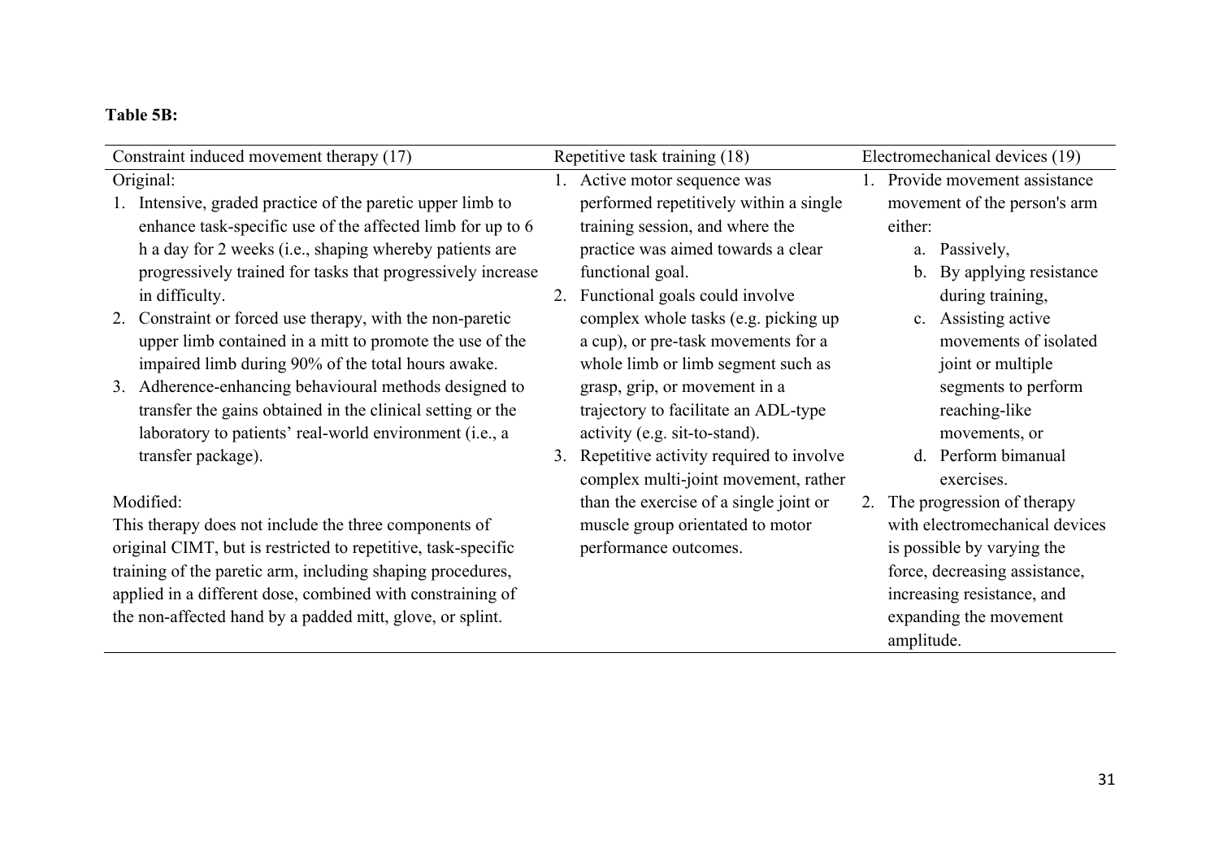**Table 5B:**

| Constraint induced movement therapy (17) | Repetitive task training (18) | Electromechanical devices (19) |
|---|---|---|
| Original:<br>1. Intensive, graded practice of the paretic upper limb to enhance task-specific use of the affected limb for up to 6 h a day for 2 weeks (i.e., shaping whereby patients are progressively trained for tasks that progressively increase in difficulty.<br>2. Constraint or forced use therapy, with the non-paretic upper limb contained in a mitt to promote the use of the impaired limb during 90% of the total hours awake.<br>3. Adherence-enhancing behavioural methods designed to transfer the gains obtained in the clinical setting or the laboratory to patients' real-world environment (i.e., a transfer package).<br><br>Modified:<br>This therapy does not include the three components of original CIMT, but is restricted to repetitive, task-specific training of the paretic arm, including shaping procedures, applied in a different dose, combined with constraining of the non-affected hand by a padded mitt, glove, or splint. | 1. Active motor sequence was performed repetitively within a single training session, and where the practice was aimed towards a clear functional goal.<br>2. Functional goals could involve complex whole tasks (e.g. picking up a cup), or pre-task movements for a whole limb or limb segment such as grasp, grip, or movement in a trajectory to facilitate an ADL-type activity (e.g. sit-to-stand).<br>3. Repetitive activity required to involve complex multi-joint movement, rather than the exercise of a single joint or muscle group orientated to motor performance outcomes. | 1. Provide movement assistance movement of the person's arm either:<br>a. Passively,<br>b. By applying resistance during training,<br>c. Assisting active movements of isolated joint or multiple segments to perform reaching-like movements, or<br>d. Perform bimanual exercises.<br>2. The progression of therapy with electromechanical devices is possible by varying the force, decreasing assistance, increasing resistance, and expanding the movement amplitude. |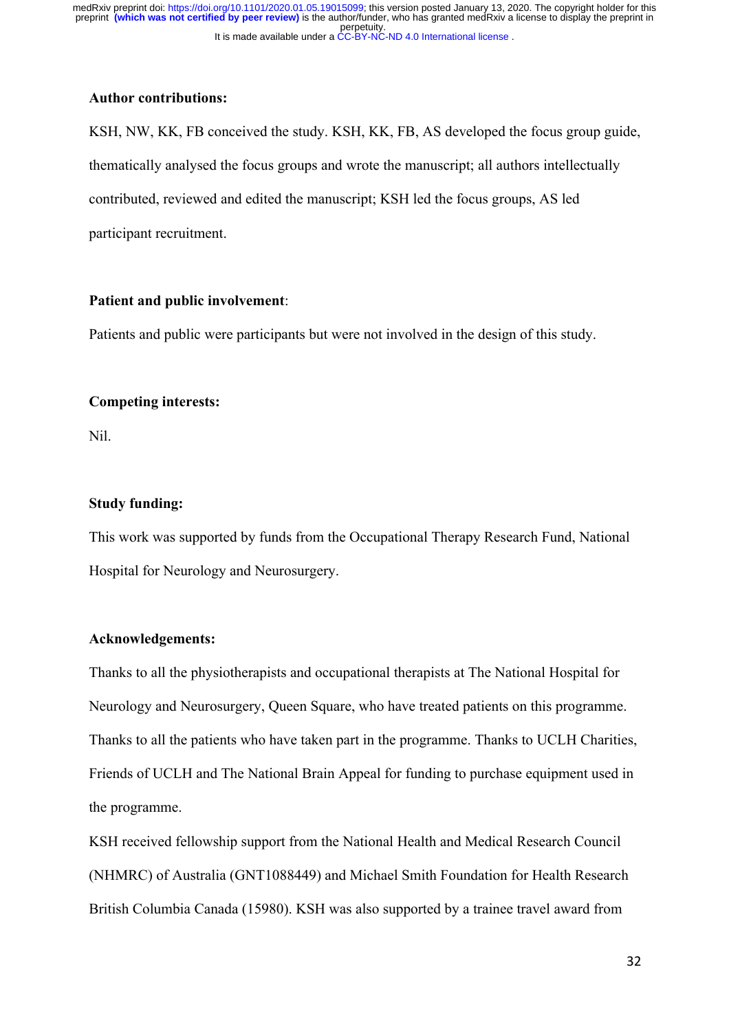**Author contributions:**

KSH, NW, KK, FB conceived the study. KSH, KK, FB, AS developed the focus group guide, thematically analysed the focus groups and wrote the manuscript; all authors intellectually contributed, reviewed and edited the manuscript; KSH led the focus groups, AS led participant recruitment.

**Patient and public involvement**:

Patients and public were participants but were not involved in the design of this study.

**Competing interests:**

Nil.

**Study funding:**

This work was supported by funds from the Occupational Therapy Research Fund, National Hospital for Neurology and Neurosurgery.

**Acknowledgements:**

Thanks to all the physiotherapists and occupational therapists at The National Hospital for Neurology and Neurosurgery, Queen Square, who have treated patients on this programme. Thanks to all the patients who have taken part in the programme. Thanks to UCLH Charities, Friends of UCLH and The National Brain Appeal for funding to purchase equipment used in the programme.

KSH received fellowship support from the National Health and Medical Research Council (NHMRC) of Australia (GNT1088449) and Michael Smith Foundation for Health Research British Columbia Canada (15980). KSH was also supported by a trainee travel award from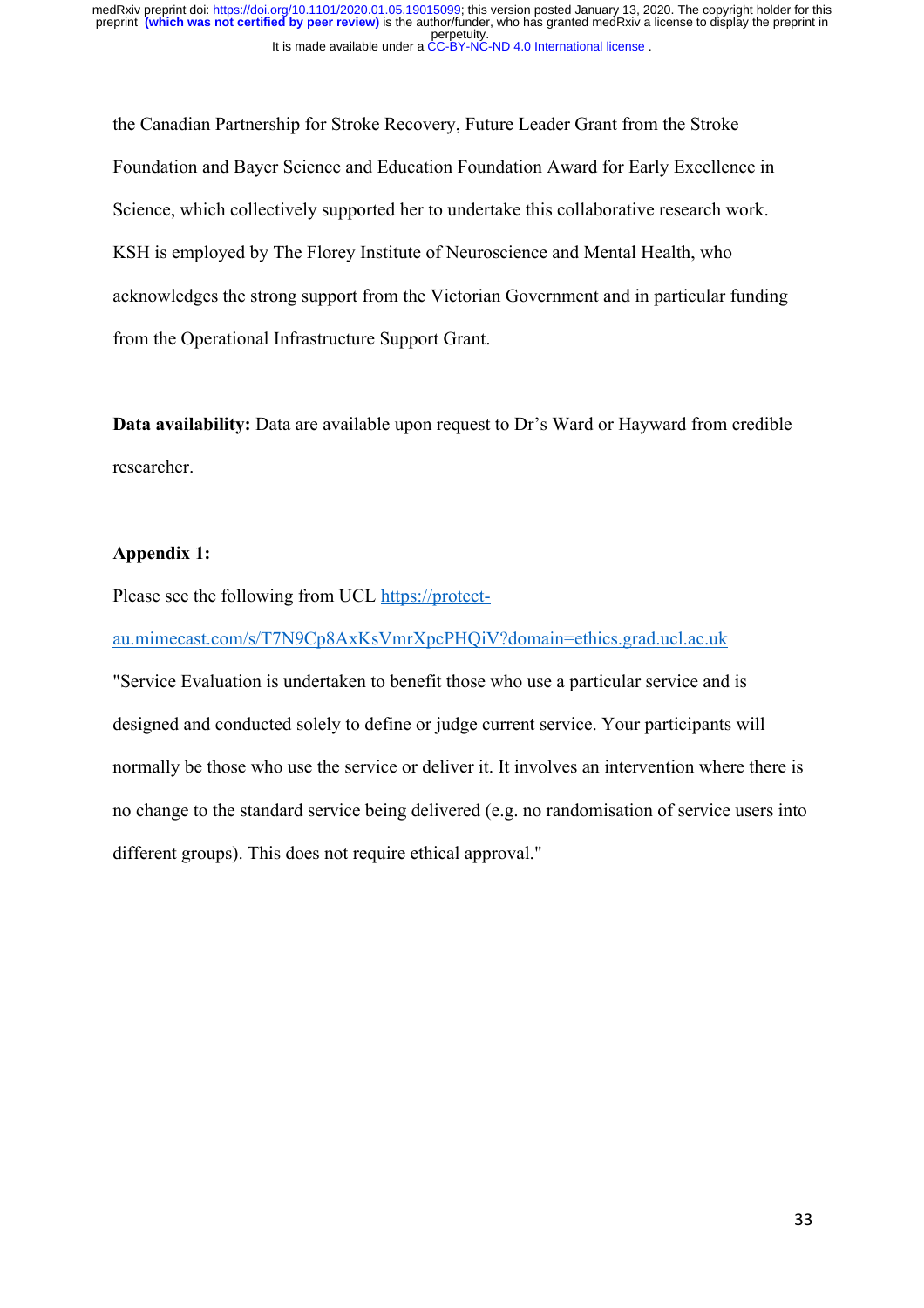the Canadian Partnership for Stroke Recovery, Future Leader Grant from the Stroke Foundation and Bayer Science and Education Foundation Award for Early Excellence in Science, which collectively supported her to undertake this collaborative research work. KSH is employed by The Florey Institute of Neuroscience and Mental Health, who acknowledges the strong support from the Victorian Government and in particular funding from the Operational Infrastructure Support Grant.

**Data availability:** Data are available upon request to Dr's Ward or Hayward from credible researcher.

**Appendix 1:**

Please see the following from UCL [https://protect-au.mimecast.com/s/T7N9Cp8AxKsVmrXpcPHQiV?domain=ethics.grad.ucl.ac.uk](https://protect-au.mimecast.com/s/T7N9Cp8AxKsVmrXpcPHQiV?domain=ethics.grad.ucl.ac.uk)

"Service Evaluation is undertaken to benefit those who use a particular service and is designed and conducted solely to define or judge current service. Your participants will normally be those who use the service or deliver it. It involves an intervention where there is no change to the standard service being delivered (e.g. no randomisation of service users into different groups). This does not require ethical approval."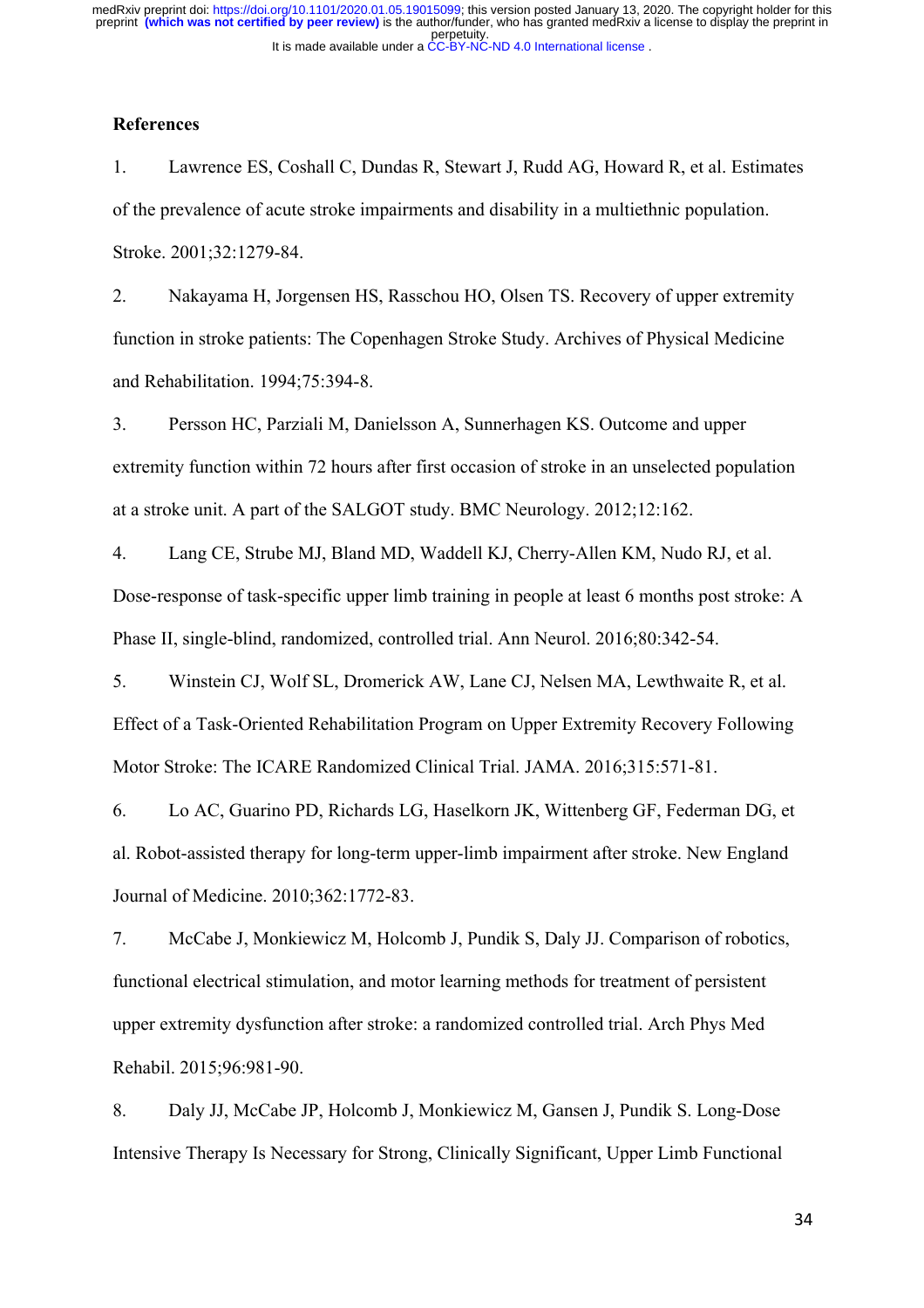## References

1. Lawrence ES, Coshall C, Dundas R, Stewart J, Rudd AG, Howard R, et al. Estimates of the prevalence of acute stroke impairments and disability in a multiethnic population. Stroke. 2001;32:1279-84.

2. Nakayama H, Jorgensen HS, Rasschou HO, Olsen TS. Recovery of upper extremity function in stroke patients: The Copenhagen Stroke Study. Archives of Physical Medicine and Rehabilitation. 1994;75:394-8.

3. Persson HC, Parziali M, Danielsson A, Sunnerhagen KS. Outcome and upper extremity function within 72 hours after first occasion of stroke in an unselected population at a stroke unit. A part of the SALGOT study. BMC Neurology. 2012;12:162.

4. Lang CE, Strube MJ, Bland MD, Waddell KJ, Cherry-Allen KM, Nudo RJ, et al. Dose-response of task-specific upper limb training in people at least 6 months post stroke: A Phase II, single-blind, randomized, controlled trial. Ann Neurol. 2016;80:342-54.

5. Winstein CJ, Wolf SL, Dromerick AW, Lane CJ, Nelsen MA, Lewthwaite R, et al. Effect of a Task-Oriented Rehabilitation Program on Upper Extremity Recovery Following Motor Stroke: The ICARE Randomized Clinical Trial. JAMA. 2016;315:571-81.

6. Lo AC, Guarino PD, Richards LG, Haselkorn JK, Wittenberg GF, Federman DG, et al. Robot-assisted therapy for long-term upper-limb impairment after stroke. New England Journal of Medicine. 2010;362:1772-83.

7. McCabe J, Monkiewicz M, Holcomb J, Pundik S, Daly JJ. Comparison of robotics, functional electrical stimulation, and motor learning methods for treatment of persistent upper extremity dysfunction after stroke: a randomized controlled trial. Arch Phys Med Rehabil. 2015;96:981-90.

8. Daly JJ, McCabe JP, Holcomb J, Monkiewicz M, Gansen J, Pundik S. Long-Dose Intensive Therapy Is Necessary for Strong, Clinically Significant, Upper Limb Functional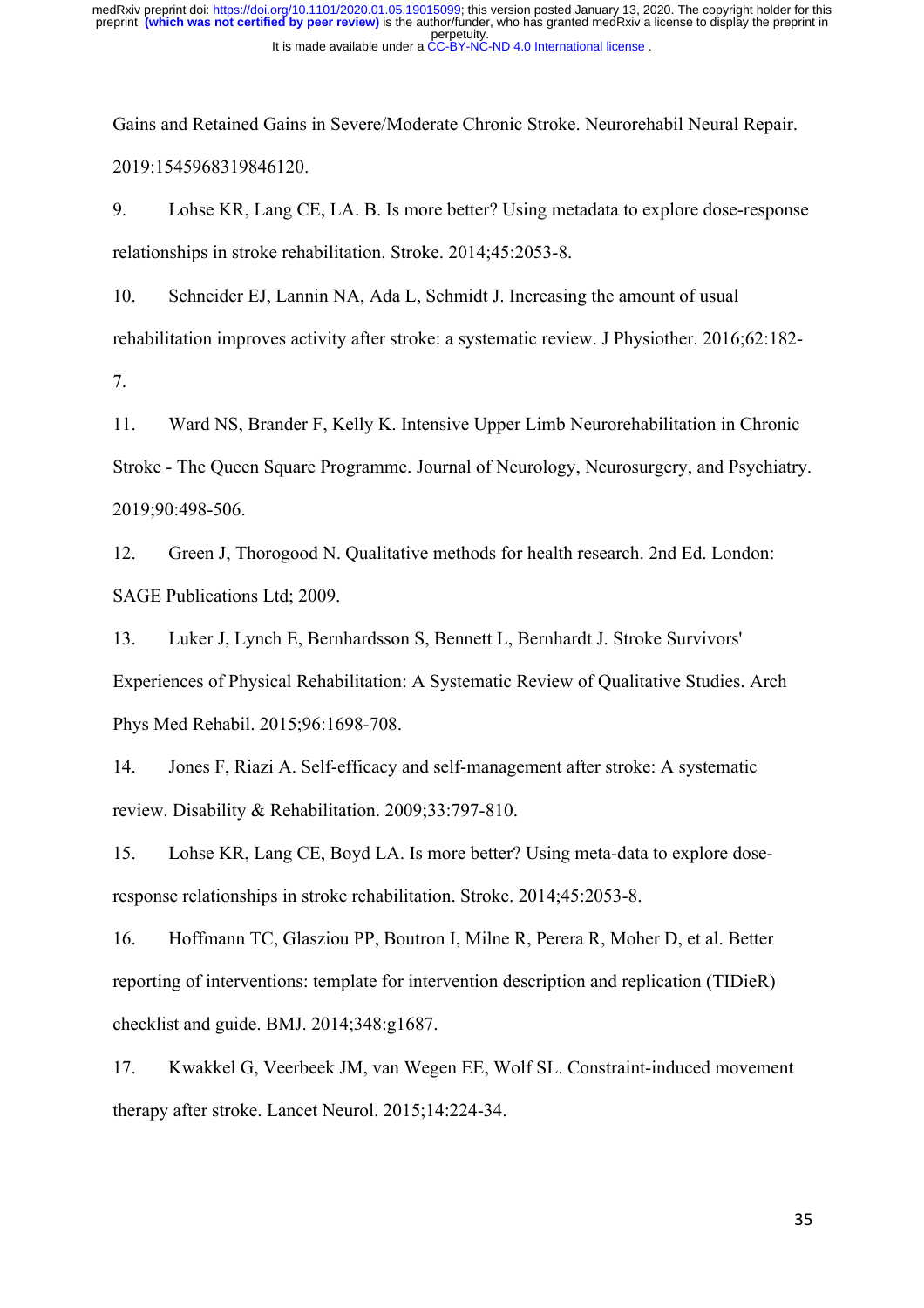Gains and Retained Gains in Severe/Moderate Chronic Stroke. Neurorehabil Neural Repair. 2019:1545968319846120.

9. Lohse KR, Lang CE, LA. B. Is more better? Using metadata to explore dose-response relationships in stroke rehabilitation. Stroke. 2014;45:2053-8.

10. Schneider EJ, Lannin NA, Ada L, Schmidt J. Increasing the amount of usual rehabilitation improves activity after stroke: a systematic review. J Physiother. 2016;62:182-7.

11. Ward NS, Brander F, Kelly K. Intensive Upper Limb Neurorehabilitation in Chronic Stroke - The Queen Square Programme. Journal of Neurology, Neurosurgery, and Psychiatry. 2019;90:498-506.

12. Green J, Thorogood N. Qualitative methods for health research. 2nd Ed. London: SAGE Publications Ltd; 2009.

13. Luker J, Lynch E, Bernhardsson S, Bennett L, Bernhardt J. Stroke Survivors' Experiences of Physical Rehabilitation: A Systematic Review of Qualitative Studies. Arch Phys Med Rehabil. 2015;96:1698-708.

14. Jones F, Riazi A. Self-efficacy and self-management after stroke: A systematic review. Disability & Rehabilitation. 2009;33:797-810.

15. Lohse KR, Lang CE, Boyd LA. Is more better? Using meta-data to explore dose-response relationships in stroke rehabilitation. Stroke. 2014;45:2053-8.

16. Hoffmann TC, Glasziou PP, Boutron I, Milne R, Perera R, Moher D, et al. Better reporting of interventions: template for intervention description and replication (TIDieR) checklist and guide. BMJ. 2014;348:g1687.

17. Kwakkel G, Veerbeek JM, van Wegen EE, Wolf SL. Constraint-induced movement therapy after stroke. Lancet Neurol. 2015;14:224-34.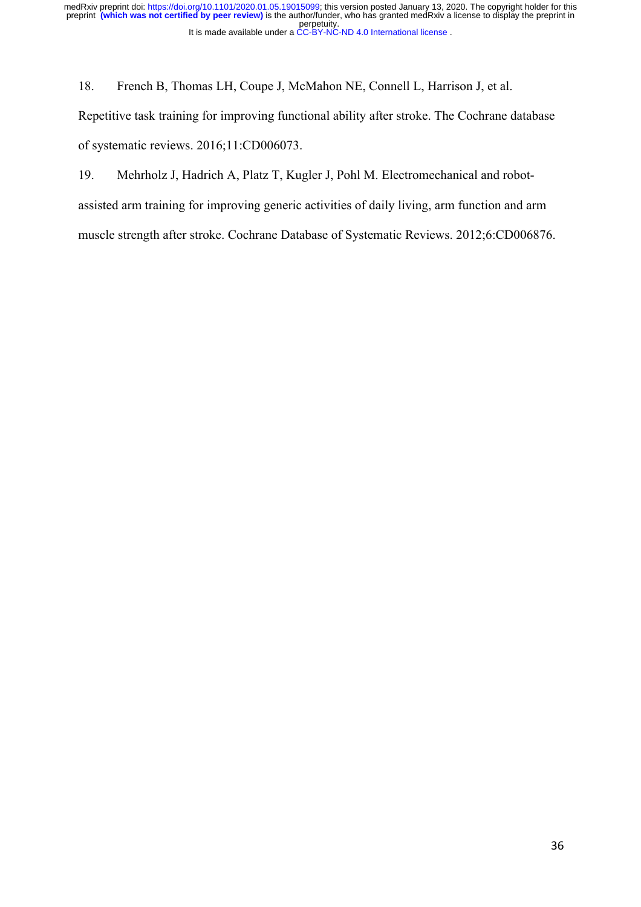18. French B, Thomas LH, Coupe J, McMahon NE, Connell L, Harrison J, et al. Repetitive task training for improving functional ability after stroke. The Cochrane database of systematic reviews. 2016;11:CD006073.

19. Mehrholz J, Hadrich A, Platz T, Kugler J, Pohl M. Electromechanical and robot-assisted arm training for improving generic activities of daily living, arm function and arm muscle strength after stroke. Cochrane Database of Systematic Reviews. 2012;6:CD006876.